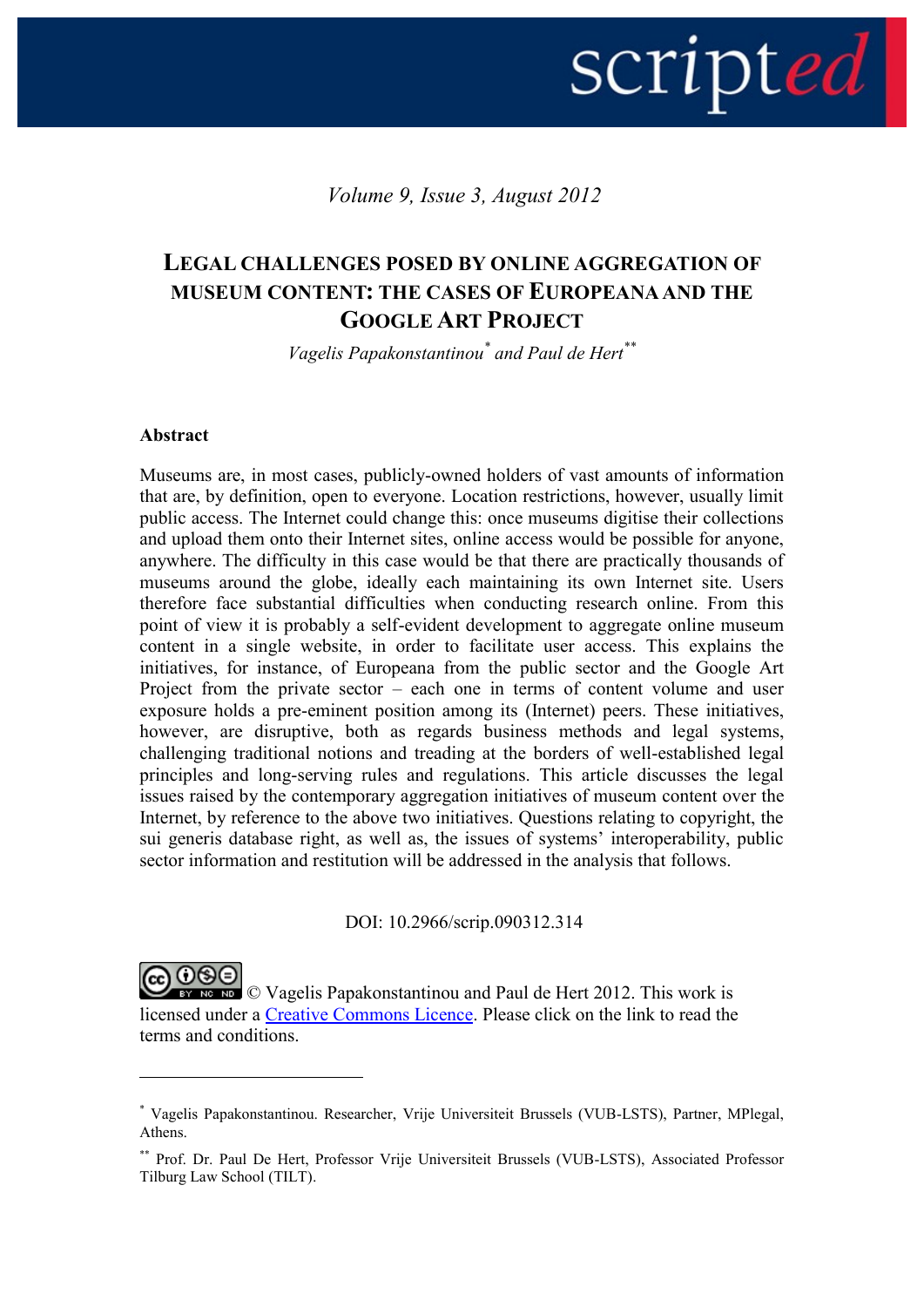*Volume 9, Issue 3, August 2012*

# LEGAL CHALLENGES POSED BY ONLINE AGGREGATION OF MUSEUM CONTENT: THE CASES OF EUROPEANA AND THE GOOGLE ART PROJECT

*Vagelis Papakonstantinou[*] and Paul de Hert[**]*

**Abstract**

Museums are, in most cases, publicly-owned holders of vast amounts of information that are, by definition, open to everyone. Location restrictions, however, usually limit public access. The Internet could change this: once museums digitise their collections and upload them onto their Internet sites, online access would be possible for anyone, anywhere. The difficulty in this case would be that there are practically thousands of museums around the globe, ideally each maintaining its own Internet site. Users therefore face substantial difficulties when conducting research online. From this point of view it is probably a self-evident development to aggregate online museum content in a single website, in order to facilitate user access. This explains the initiatives, for instance, of Europeana from the public sector and the Google Art Project from the private sector – each one in terms of content volume and user exposure holds a pre-eminent position among its (Internet) peers. These initiatives, however, are disruptive, both as regards business methods and legal systems, challenging traditional notions and treading at the borders of well-established legal principles and long-serving rules and regulations. This article discusses the legal issues raised by the contemporary aggregation initiatives of museum content over the Internet, by reference to the above two initiatives. Questions relating to copyright, the sui generis database right, as well as, the issues of systems' interoperability, public sector information and restitution will be addressed in the analysis that follows.

DOI: 10.2966/scrip.090312.314

© Vagelis Papakonstantinou and Paul de Hert 2012. This work is licensed under a Creative Commons Licence. Please click on the link to read the terms and conditions.

---

[*] Vagelis Papakonstantinou. Researcher, Vrije Universiteit Brussels (VUB-LSTS), Partner, MPlegal, Athens.

[**] Prof. Dr. Paul De Hert, Professor Vrije Universiteit Brussels (VUB-LSTS), Associated Professor Tilburg Law School (TILT).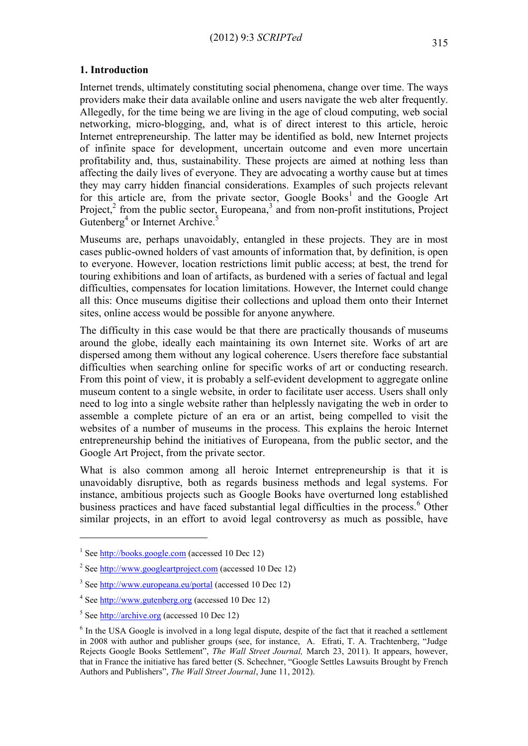## 1. Introduction

Internet trends, ultimately constituting social phenomena, change over time. The ways providers make their data available online and users navigate the web alter frequently. Allegedly, for the time being we are living in the age of cloud computing, web social networking, micro-blogging, and, what is of direct interest to this article, heroic Internet entrepreneurship. The latter may be identified as bold, new Internet projects of infinite space for development, uncertain outcome and even more uncertain profitability and, thus, sustainability. These projects are aimed at nothing less than affecting the daily lives of everyone. They are advocating a worthy cause but at times they may carry hidden financial considerations. Examples of such projects relevant for this article are, from the private sector, Google Books[1] and the Google Art Project,[2] from the public sector, Europeana,[3] and from non-profit institutions, Project Gutenberg[4] or Internet Archive.[5]

Museums are, perhaps unavoidably, entangled in these projects. They are in most cases public-owned holders of vast amounts of information that, by definition, is open to everyone. However, location restrictions limit public access; at best, the trend for touring exhibitions and loan of artifacts, as burdened with a series of factual and legal difficulties, compensates for location limitations. However, the Internet could change all this: Once museums digitise their collections and upload them onto their Internet sites, online access would be possible for anyone anywhere.

The difficulty in this case would be that there are practically thousands of museums around the globe, ideally each maintaining its own Internet site. Works of art are dispersed among them without any logical coherence. Users therefore face substantial difficulties when searching online for specific works of art or conducting research. From this point of view, it is probably a self-evident development to aggregate online museum content to a single website, in order to facilitate user access. Users shall only need to log into a single website rather than helplessly navigating the web in order to assemble a complete picture of an era or an artist, being compelled to visit the websites of a number of museums in the process. This explains the heroic Internet entrepreneurship behind the initiatives of Europeana, from the public sector, and the Google Art Project, from the private sector.

What is also common among all heroic Internet entrepreneurship is that it is unavoidably disruptive, both as regards business methods and legal systems. For instance, ambitious projects such as Google Books have overturned long established business practices and have faced substantial legal difficulties in the process.[6] Other similar projects, in an effort to avoid legal controversy as much as possible, have

---

[1] See http://books.google.com (accessed 10 Dec 12)

[2] See http://www.googleartproject.com (accessed 10 Dec 12)

[3] See http://www.europeana.eu/portal (accessed 10 Dec 12)

[4] See http://www.gutenberg.org (accessed 10 Dec 12)

[5] See http://archive.org (accessed 10 Dec 12)

[6] In the USA Google is involved in a long legal dispute, despite of the fact that it reached a settlement in 2008 with author and publisher groups (see, for instance, A. Efrati, T. A. Trachtenberg, "Judge Rejects Google Books Settlement", *The Wall Street Journal,* March 23, 2011). It appears, however, that in France the initiative has fared better (S. Schechner, "Google Settles Lawsuits Brought by French Authors and Publishers", *The Wall Street Journal*, June 11, 2012).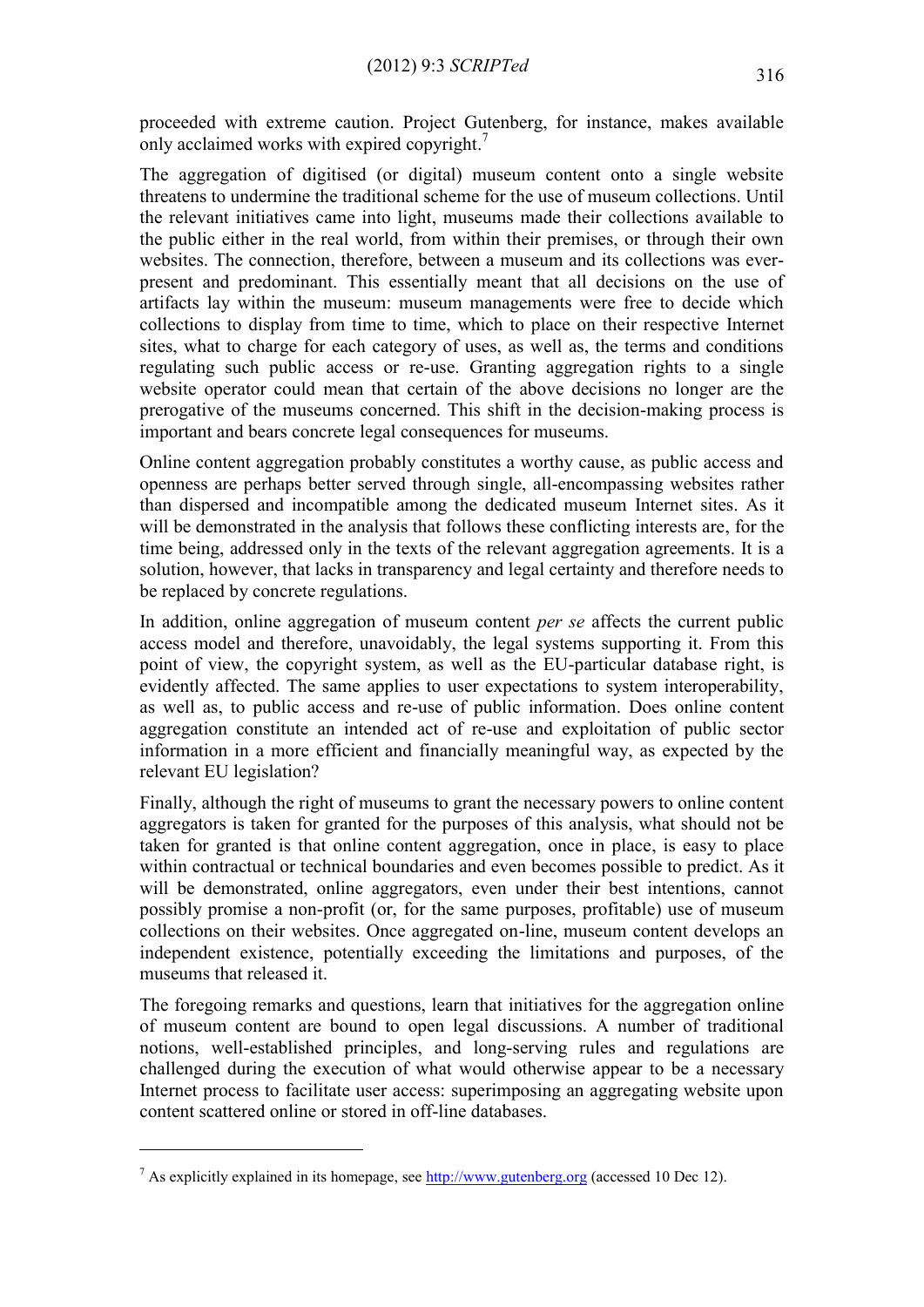proceeded with extreme caution. Project Gutenberg, for instance, makes available only acclaimed works with expired copyright.[7]

The aggregation of digitised (or digital) museum content onto a single website threatens to undermine the traditional scheme for the use of museum collections. Until the relevant initiatives came into light, museums made their collections available to the public either in the real world, from within their premises, or through their own websites. The connection, therefore, between a museum and its collections was ever-present and predominant. This essentially meant that all decisions on the use of artifacts lay within the museum: museum managements were free to decide which collections to display from time to time, which to place on their respective Internet sites, what to charge for each category of uses, as well as, the terms and conditions regulating such public access or re-use. Granting aggregation rights to a single website operator could mean that certain of the above decisions no longer are the prerogative of the museums concerned. This shift in the decision-making process is important and bears concrete legal consequences for museums.

Online content aggregation probably constitutes a worthy cause, as public access and openness are perhaps better served through single, all-encompassing websites rather than dispersed and incompatible among the dedicated museum Internet sites. As it will be demonstrated in the analysis that follows these conflicting interests are, for the time being, addressed only in the texts of the relevant aggregation agreements. It is a solution, however, that lacks in transparency and legal certainty and therefore needs to be replaced by concrete regulations.

In addition, online aggregation of museum content *per se* affects the current public access model and therefore, unavoidably, the legal systems supporting it. From this point of view, the copyright system, as well as the EU-particular database right, is evidently affected. The same applies to user expectations to system interoperability, as well as, to public access and re-use of public information. Does online content aggregation constitute an intended act of re-use and exploitation of public sector information in a more efficient and financially meaningful way, as expected by the relevant EU legislation?

Finally, although the right of museums to grant the necessary powers to online content aggregators is taken for granted for the purposes of this analysis, what should not be taken for granted is that online content aggregation, once in place, is easy to place within contractual or technical boundaries and even becomes possible to predict. As it will be demonstrated, online aggregators, even under their best intentions, cannot possibly promise a non-profit (or, for the same purposes, profitable) use of museum collections on their websites. Once aggregated on-line, museum content develops an independent existence, potentially exceeding the limitations and purposes, of the museums that released it.

The foregoing remarks and questions, learn that initiatives for the aggregation online of museum content are bound to open legal discussions. A number of traditional notions, well-established principles, and long-serving rules and regulations are challenged during the execution of what would otherwise appear to be a necessary Internet process to facilitate user access: superimposing an aggregating website upon content scattered online or stored in off-line databases.

---

[7] As explicitly explained in its homepage, see http://www.gutenberg.org (accessed 10 Dec 12).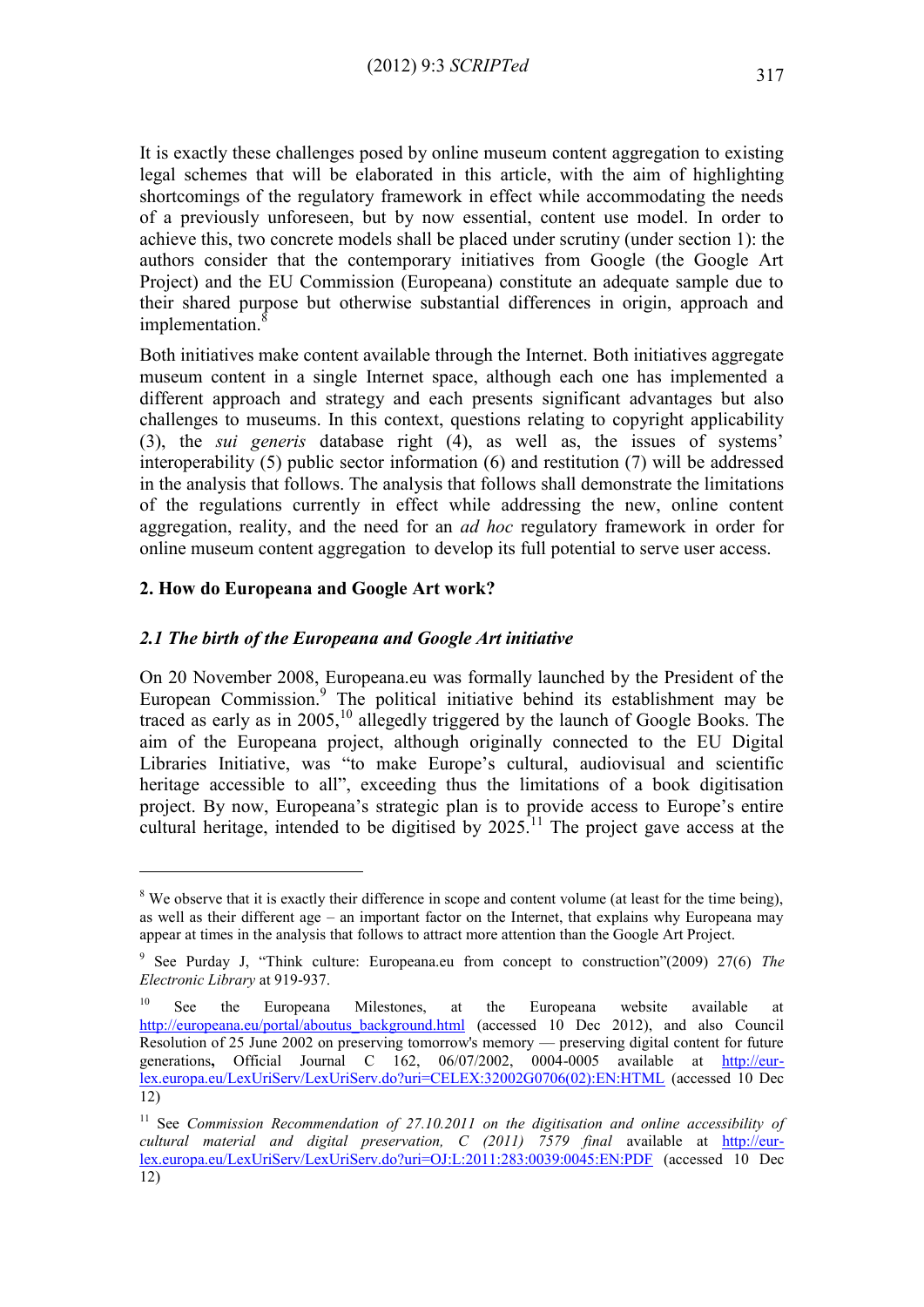It is exactly these challenges posed by online museum content aggregation to existing legal schemes that will be elaborated in this article, with the aim of highlighting shortcomings of the regulatory framework in effect while accommodating the needs of a previously unforeseen, but by now essential, content use model. In order to achieve this, two concrete models shall be placed under scrutiny (under section 1): the authors consider that the contemporary initiatives from Google (the Google Art Project) and the EU Commission (Europeana) constitute an adequate sample due to their shared purpose but otherwise substantial differences in origin, approach and implementation.[8]

Both initiatives make content available through the Internet. Both initiatives aggregate museum content in a single Internet space, although each one has implemented a different approach and strategy and each presents significant advantages but also challenges to museums. In this context, questions relating to copyright applicability (3), the *sui generis* database right (4), as well as, the issues of systems' interoperability (5) public sector information (6) and restitution (7) will be addressed in the analysis that follows. The analysis that follows shall demonstrate the limitations of the regulations currently in effect while addressing the new, online content aggregation, reality, and the need for an *ad hoc* regulatory framework in order for online museum content aggregation to develop its full potential to serve user access.

## 2. How do Europeana and Google Art work?

### *2.1 The birth of the Europeana and Google Art initiative*

On 20 November 2008, Europeana.eu was formally launched by the President of the European Commission.[9] The political initiative behind its establishment may be traced as early as in 2005,[10] allegedly triggered by the launch of Google Books. The aim of the Europeana project, although originally connected to the EU Digital Libraries Initiative, was "to make Europe's cultural, audiovisual and scientific heritage accessible to all", exceeding thus the limitations of a book digitisation project. By now, Europeana's strategic plan is to provide access to Europe's entire cultural heritage, intended to be digitised by 2025.[11] The project gave access at the

---

[8] We observe that it is exactly their difference in scope and content volume (at least for the time being), as well as their different age – an important factor on the Internet, that explains why Europeana may appear at times in the analysis that follows to attract more attention than the Google Art Project.

[9] See Purday J, "Think culture: Europeana.eu from concept to construction"(2009) 27(6) *The Electronic Library* at 919-937.

[10] See the Europeana Milestones, at the Europeana website available at http://europeana.eu/portal/aboutus_background.html (accessed 10 Dec 2012), and also Council Resolution of 25 June 2002 on preserving tomorrow's memory — preserving digital content for future generations**,** Official Journal C 162, 06/07/2002, 0004-0005 available at http://eur-lex.europa.eu/LexUriServ/LexUriServ.do?uri=CELEX:32002G0706(02):EN:HTML (accessed 10 Dec 12)

[11] See *Commission Recommendation of 27.10.2011 on the digitisation and online accessibility of cultural material and digital preservation, C (2011) 7579 final* available at http://eur-lex.europa.eu/LexUriServ/LexUriServ.do?uri=OJ:L:2011:283:0039:0045:EN:PDF (accessed 10 Dec 12)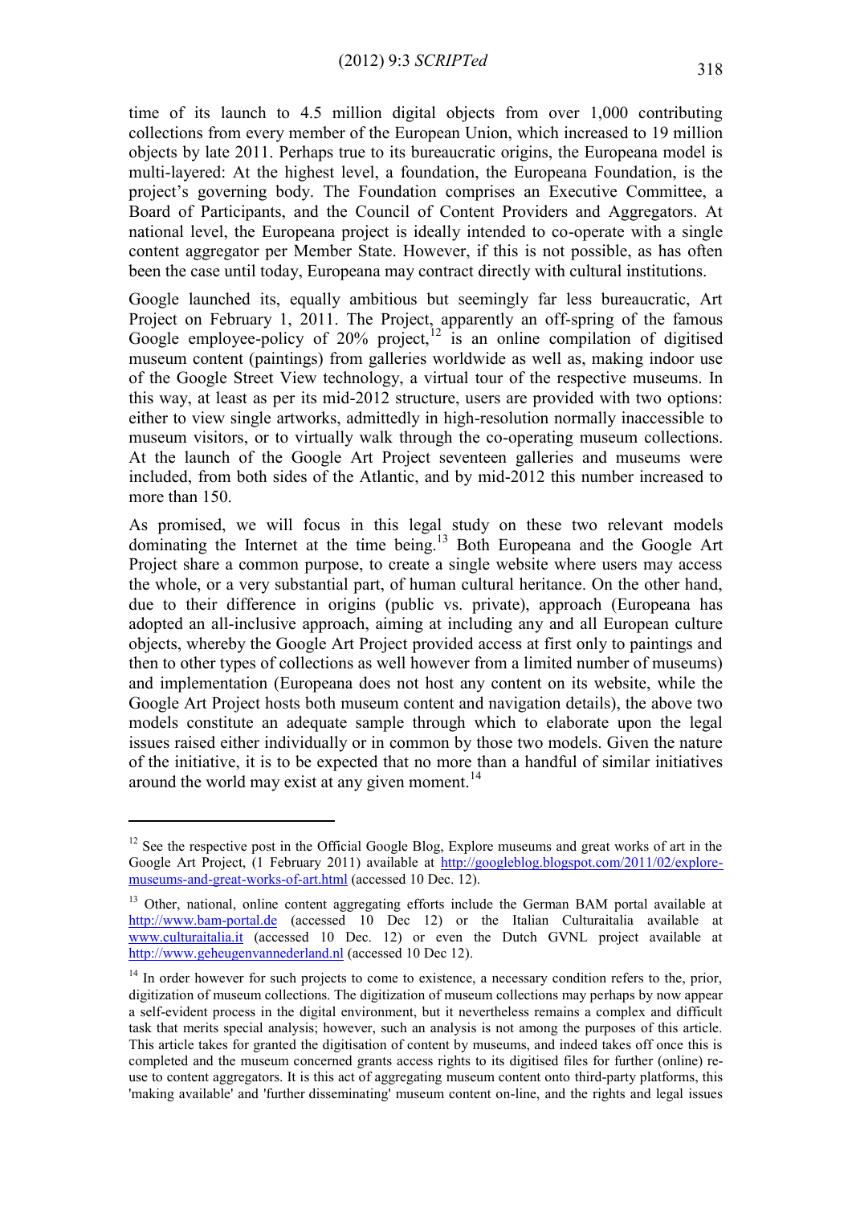time of its launch to 4.5 million digital objects from over 1,000 contributing collections from every member of the European Union, which increased to 19 million objects by late 2011. Perhaps true to its bureaucratic origins, the Europeana model is multi-layered: At the highest level, a foundation, the Europeana Foundation, is the project's governing body. The Foundation comprises an Executive Committee, a Board of Participants, and the Council of Content Providers and Aggregators. At national level, the Europeana project is ideally intended to co-operate with a single content aggregator per Member State. However, if this is not possible, as has often been the case until today, Europeana may contract directly with cultural institutions.

Google launched its, equally ambitious but seemingly far less bureaucratic, Art Project on February 1, 2011. The Project, apparently an off-spring of the famous Google employee-policy of 20% project,[12] is an online compilation of digitised museum content (paintings) from galleries worldwide as well as, making indoor use of the Google Street View technology, a virtual tour of the respective museums. In this way, at least as per its mid-2012 structure, users are provided with two options: either to view single artworks, admittedly in high-resolution normally inaccessible to museum visitors, or to virtually walk through the co-operating museum collections. At the launch of the Google Art Project seventeen galleries and museums were included, from both sides of the Atlantic, and by mid-2012 this number increased to more than 150.

As promised, we will focus in this legal study on these two relevant models dominating the Internet at the time being.[13] Both Europeana and the Google Art Project share a common purpose, to create a single website where users may access the whole, or a very substantial part, of human cultural heritance. On the other hand, due to their difference in origins (public vs. private), approach (Europeana has adopted an all-inclusive approach, aiming at including any and all European culture objects, whereby the Google Art Project provided access at first only to paintings and then to other types of collections as well however from a limited number of museums) and implementation (Europeana does not host any content on its website, while the Google Art Project hosts both museum content and navigation details), the above two models constitute an adequate sample through which to elaborate upon the legal issues raised either individually or in common by those two models. Given the nature of the initiative, it is to be expected that no more than a handful of similar initiatives around the world may exist at any given moment.[14]

---

[12] See the respective post in the Official Google Blog, Explore museums and great works of art in the Google Art Project, (1 February 2011) available at http://googleblog.blogspot.com/2011/02/explore-museums-and-great-works-of-art.html (accessed 10 Dec. 12).

[13] Other, national, online content aggregating efforts include the German BAM portal available at http://www.bam-portal.de (accessed 10 Dec 12) or the Italian Culturaitalia available at www.culturaitalia.it (accessed 10 Dec. 12) or even the Dutch GVNL project available at http://www.geheugenvannederland.nl (accessed 10 Dec 12).

[14] In order however for such projects to come to existence, a necessary condition refers to the, prior, digitization of museum collections. The digitization of museum collections may perhaps by now appear a self-evident process in the digital environment, but it nevertheless remains a complex and difficult task that merits special analysis; however, such an analysis is not among the purposes of this article. This article takes for granted the digitisation of content by museums, and indeed takes off once this is completed and the museum concerned grants access rights to its digitised files for further (online) re-use to content aggregators. It is this act of aggregating museum content onto third-party platforms, this 'making available' and 'further disseminating' museum content on-line, and the rights and legal issues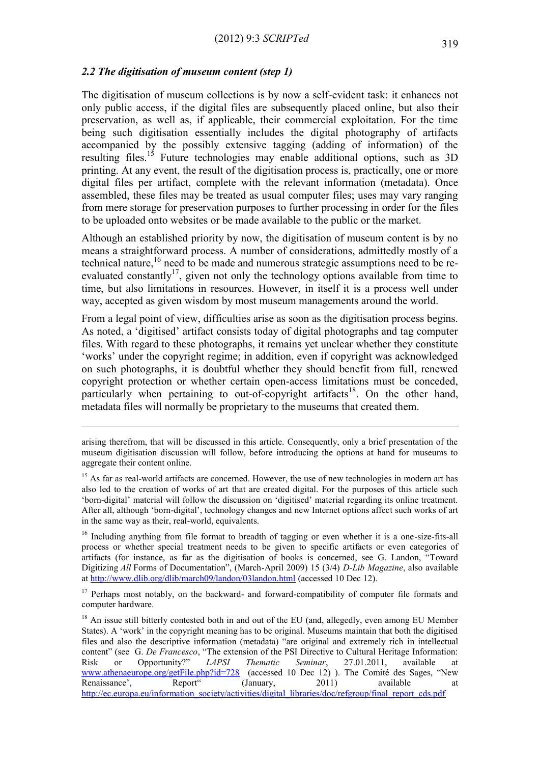### *2.2 The digitisation of museum content (step 1)*

The digitisation of museum collections is by now a self-evident task: it enhances not only public access, if the digital files are subsequently placed online, but also their preservation, as well as, if applicable, their commercial exploitation. For the time being such digitisation essentially includes the digital photography of artifacts accompanied by the possibly extensive tagging (adding of information) of the resulting files.[15] Future technologies may enable additional options, such as 3D printing. At any event, the result of the digitisation process is, practically, one or more digital files per artifact, complete with the relevant information (metadata). Once assembled, these files may be treated as usual computer files; uses may vary ranging from mere storage for preservation purposes to further processing in order for the files to be uploaded onto websites or be made available to the public or the market.

Although an established priority by now, the digitisation of museum content is by no means a straightforward process. A number of considerations, admittedly mostly of a technical nature,[16] need to be made and numerous strategic assumptions need to be re-evaluated constantly[17], given not only the technology options available from time to time, but also limitations in resources. However, in itself it is a process well under way, accepted as given wisdom by most museum managements around the world.

From a legal point of view, difficulties arise as soon as the digitisation process begins. As noted, a 'digitised' artifact consists today of digital photographs and tag computer files. With regard to these photographs, it remains yet unclear whether they constitute 'works' under the copyright regime; in addition, even if copyright was acknowledged on such photographs, it is doubtful whether they should benefit from full, renewed copyright protection or whether certain open-access limitations must be conceded, particularly when pertaining to out-of-copyright artifacts[18]. On the other hand, metadata files will normally be proprietary to the museums that created them.

---

arising therefrom, that will be discussed in this article. Consequently, only a brief presentation of the museum digitisation discussion will follow, before introducing the options at hand for museums to aggregate their content online.

[15] As far as real-world artifacts are concerned. However, the use of new technologies in modern art has also led to the creation of works of art that are created digital. For the purposes of this article such 'born-digital' material will follow the discussion on 'digitised' material regarding its online treatment. After all, although 'born-digital', technology changes and new Internet options affect such works of art in the same way as their, real-world, equivalents.

[16] Including anything from file format to breadth of tagging or even whether it is a one-size-fits-all process or whether special treatment needs to be given to specific artifacts or even categories of artifacts (for instance, as far as the digitisation of books is concerned, see G. Landon, "Toward Digitizing *All* Forms of Documentation", (March-April 2009) 15 (3/4) *D-Lib Magazine*, also available at http://www.dlib.org/dlib/march09/landon/03landon.html (accessed 10 Dec 12).

[17] Perhaps most notably, on the backward- and forward-compatibility of computer file formats and computer hardware.

[18] An issue still bitterly contested both in and out of the EU (and, allegedly, even among EU Member States). A 'work' in the copyright meaning has to be original. Museums maintain that both the digitised files and also the descriptive information (metadata) "are original and extremely rich in intellectual content" (see G. *De Francesco*, "The extension of the PSI Directive to Cultural Heritage Information: Risk or Opportunity?" *LAPSI Thematic Seminar*, 27.01.2011, available at www.athenaeurope.org/getFile.php?id=728 (accessed 10 Dec 12) ). The Comité des Sages, "New Renaissance', Report" (January, 2011) available at http://ec.europa.eu/information_society/activities/digital_libraries/doc/refgroup/final_report_cds.pdf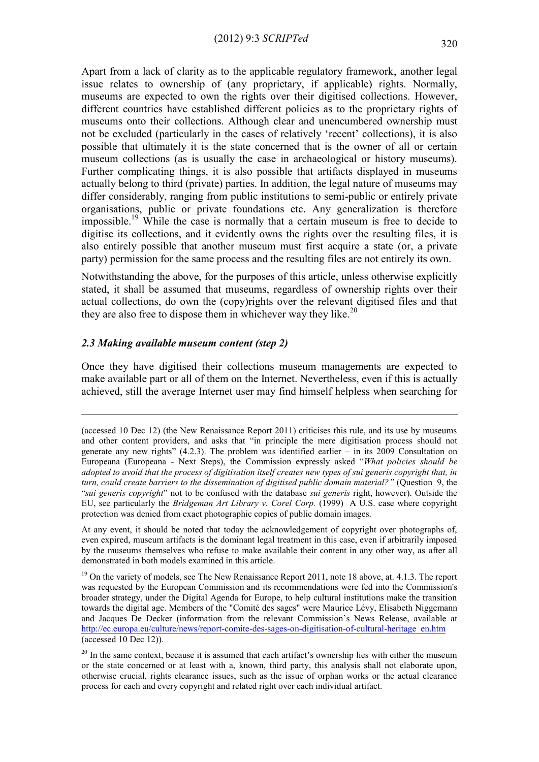Apart from a lack of clarity as to the applicable regulatory framework, another legal issue relates to ownership of (any proprietary, if applicable) rights. Normally, museums are expected to own the rights over their digitised collections. However, different countries have established different policies as to the proprietary rights of museums onto their collections. Although clear and unencumbered ownership must not be excluded (particularly in the cases of relatively 'recent' collections), it is also possible that ultimately it is the state concerned that is the owner of all or certain museum collections (as is usually the case in archaeological or history museums). Further complicating things, it is also possible that artifacts displayed in museums actually belong to third (private) parties. In addition, the legal nature of museums may differ considerably, ranging from public institutions to semi-public or entirely private organisations, public or private foundations etc. Any generalization is therefore impossible.[19] While the case is normally that a certain museum is free to decide to digitise its collections, and it evidently owns the rights over the resulting files, it is also entirely possible that another museum must first acquire a state (or, a private party) permission for the same process and the resulting files are not entirely its own.

Notwithstanding the above, for the purposes of this article, unless otherwise explicitly stated, it shall be assumed that museums, regardless of ownership rights over their actual collections, do own the (copy)rights over the relevant digitised files and that they are also free to dispose them in whichever way they like.[20]

### *2.3 Making available museum content (step 2)*

Once they have digitised their collections museum managements are expected to make available part or all of them on the Internet. Nevertheless, even if this is actually achieved, still the average Internet user may find himself helpless when searching for

---

(accessed 10 Dec 12) (the New Renaissance Report 2011) criticises this rule, and its use by museums and other content providers, and asks that "in principle the mere digitisation process should not generate any new rights" (4.2.3). The problem was identified earlier – in its 2009 Consultation on Europeana (Europeana - Next Steps), the Commission expressly asked "*What policies should be adopted to avoid that the process of digitisation itself creates new types of sui generis copyright that, in turn, could create barriers to the dissemination of digitised public domain material?"* (Question 9, the "*sui generis copyright*" not to be confused with the database *sui generis* right, however). Outside the EU, see particularly the *Bridgeman Art Library v. Corel Corp.* (1999) A U.S. case where copyright protection was denied from exact photographic copies of public domain images.

At any event, it should be noted that today the acknowledgement of copyright over photographs of, even expired, museum artifacts is the dominant legal treatment in this case, even if arbitrarily imposed by the museums themselves who refuse to make available their content in any other way, as after all demonstrated in both models examined in this article.

[19] On the variety of models, see The New Renaissance Report 2011, note 18 above, at. 4.1.3. The report was requested by the European Commission and its recommendations were fed into the Commission's broader strategy, under the Digital Agenda for Europe, to help cultural institutions make the transition towards the digital age. Members of the "Comité des sages" were Maurice Lévy, Elisabeth Niggemann and Jacques De Decker (information from the relevant Commission's News Release, available at http://ec.europa.eu/culture/news/report-comite-des-sages-on-digitisation-of-cultural-heritage_en.htm (accessed 10 Dec 12)).

[20] In the same context, because it is assumed that each artifact's ownership lies with either the museum or the state concerned or at least with a, known, third party, this analysis shall not elaborate upon, otherwise crucial, rights clearance issues, such as the issue of orphan works or the actual clearance process for each and every copyright and related right over each individual artifact.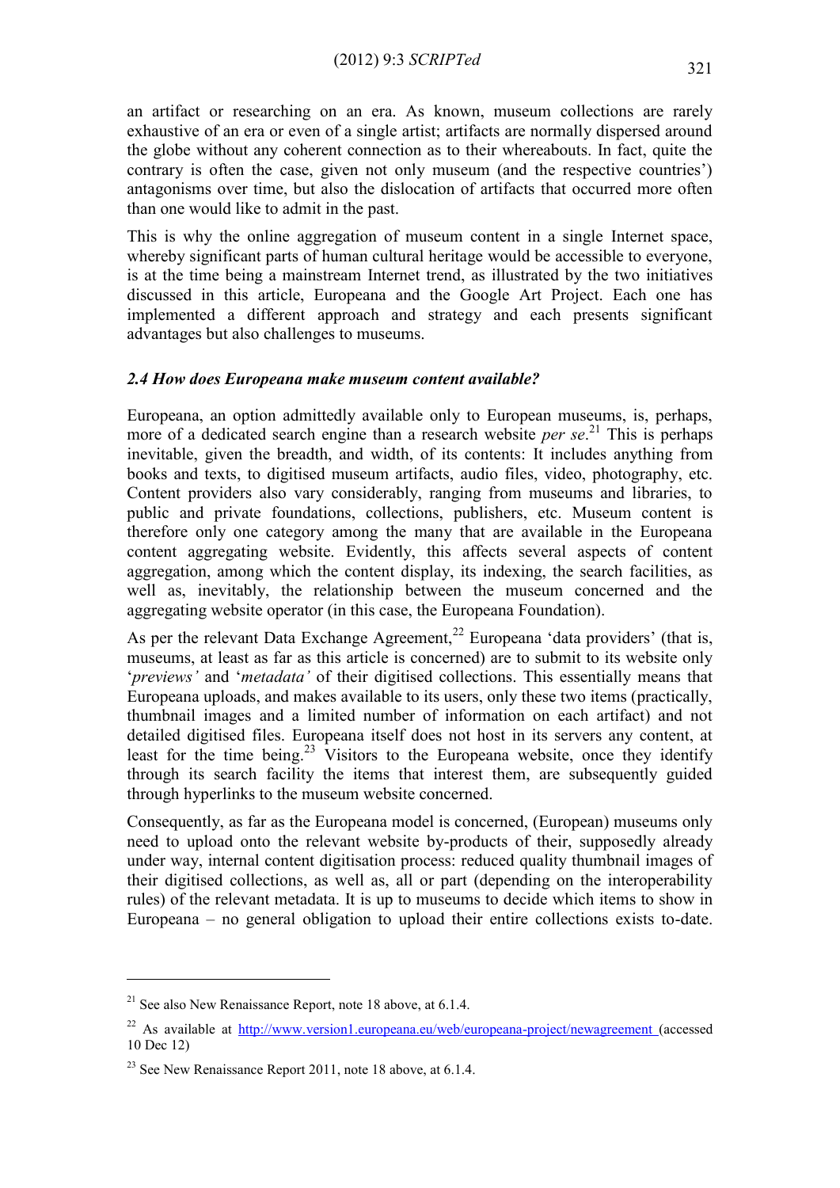an artifact or researching on an era. As known, museum collections are rarely exhaustive of an era or even of a single artist; artifacts are normally dispersed around the globe without any coherent connection as to their whereabouts. In fact, quite the contrary is often the case, given not only museum (and the respective countries') antagonisms over time, but also the dislocation of artifacts that occurred more often than one would like to admit in the past.

This is why the online aggregation of museum content in a single Internet space, whereby significant parts of human cultural heritage would be accessible to everyone, is at the time being a mainstream Internet trend, as illustrated by the two initiatives discussed in this article, Europeana and the Google Art Project. Each one has implemented a different approach and strategy and each presents significant advantages but also challenges to museums.

### *2.4 How does Europeana make museum content available?*

Europeana, an option admittedly available only to European museums, is, perhaps, more of a dedicated search engine than a research website *per se*.[21] This is perhaps inevitable, given the breadth, and width, of its contents: It includes anything from books and texts, to digitised museum artifacts, audio files, video, photography, etc. Content providers also vary considerably, ranging from museums and libraries, to public and private foundations, collections, publishers, etc. Museum content is therefore only one category among the many that are available in the Europeana content aggregating website. Evidently, this affects several aspects of content aggregation, among which the content display, its indexing, the search facilities, as well as, inevitably, the relationship between the museum concerned and the aggregating website operator (in this case, the Europeana Foundation).

As per the relevant Data Exchange Agreement,[22] Europeana 'data providers' (that is, museums, at least as far as this article is concerned) are to submit to its website only '*previews'* and '*metadata'* of their digitised collections. This essentially means that Europeana uploads, and makes available to its users, only these two items (practically, thumbnail images and a limited number of information on each artifact) and not detailed digitised files. Europeana itself does not host in its servers any content, at least for the time being.[23] Visitors to the Europeana website, once they identify through its search facility the items that interest them, are subsequently guided through hyperlinks to the museum website concerned.

Consequently, as far as the Europeana model is concerned, (European) museums only need to upload onto the relevant website by-products of their, supposedly already under way, internal content digitisation process: reduced quality thumbnail images of their digitised collections, as well as, all or part (depending on the interoperability rules) of the relevant metadata. It is up to museums to decide which items to show in Europeana – no general obligation to upload their entire collections exists to-date.

---

[21] See also New Renaissance Report, note 18 above, at 6.1.4.

[22] As available at http://www.version1.europeana.eu/web/europeana-project/newagreement (accessed 10 Dec 12)

[23] See New Renaissance Report 2011, note 18 above, at 6.1.4.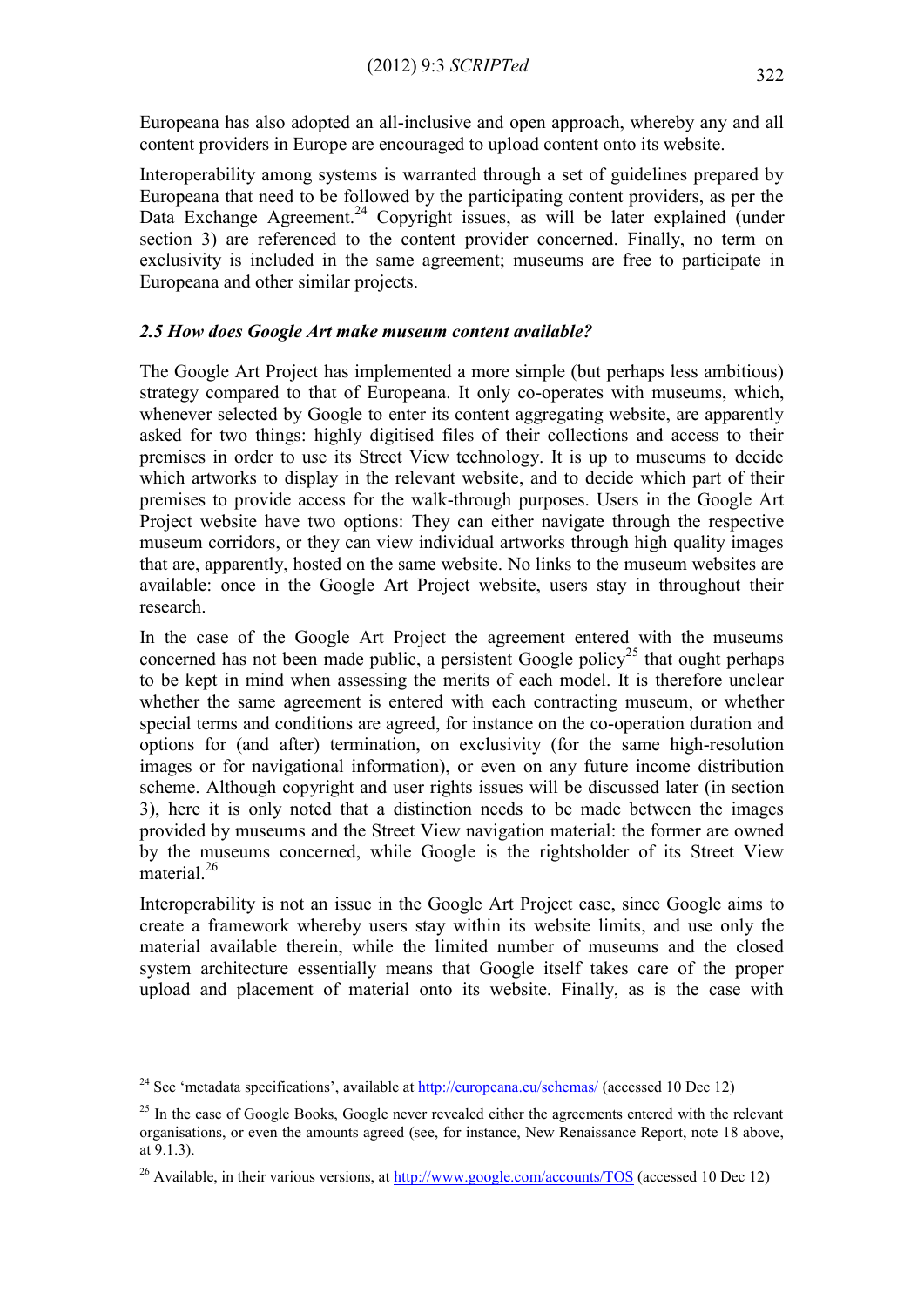Europeana has also adopted an all-inclusive and open approach, whereby any and all content providers in Europe are encouraged to upload content onto its website.

Interoperability among systems is warranted through a set of guidelines prepared by Europeana that need to be followed by the participating content providers, as per the Data Exchange Agreement.[24] Copyright issues, as will be later explained (under section 3) are referenced to the content provider concerned. Finally, no term on exclusivity is included in the same agreement; museums are free to participate in Europeana and other similar projects.

### *2.5 How does Google Art make museum content available?*

The Google Art Project has implemented a more simple (but perhaps less ambitious) strategy compared to that of Europeana. It only co-operates with museums, which, whenever selected by Google to enter its content aggregating website, are apparently asked for two things: highly digitised files of their collections and access to their premises in order to use its Street View technology. It is up to museums to decide which artworks to display in the relevant website, and to decide which part of their premises to provide access for the walk-through purposes. Users in the Google Art Project website have two options: They can either navigate through the respective museum corridors, or they can view individual artworks through high quality images that are, apparently, hosted on the same website. No links to the museum websites are available: once in the Google Art Project website, users stay in throughout their research.

In the case of the Google Art Project the agreement entered with the museums concerned has not been made public, a persistent Google policy[25] that ought perhaps to be kept in mind when assessing the merits of each model. It is therefore unclear whether the same agreement is entered with each contracting museum, or whether special terms and conditions are agreed, for instance on the co-operation duration and options for (and after) termination, on exclusivity (for the same high-resolution images or for navigational information), or even on any future income distribution scheme. Although copyright and user rights issues will be discussed later (in section 3), here it is only noted that a distinction needs to be made between the images provided by museums and the Street View navigation material: the former are owned by the museums concerned, while Google is the rightsholder of its Street View material.[26]

Interoperability is not an issue in the Google Art Project case, since Google aims to create a framework whereby users stay within its website limits, and use only the material available therein, while the limited number of museums and the closed system architecture essentially means that Google itself takes care of the proper upload and placement of material onto its website. Finally, as is the case with

---

[24] See 'metadata specifications', available at http://europeana.eu/schemas/ (accessed 10 Dec 12)

[25] In the case of Google Books, Google never revealed either the agreements entered with the relevant organisations, or even the amounts agreed (see, for instance, New Renaissance Report, note 18 above, at 9.1.3).

[26] Available, in their various versions, at http://www.google.com/accounts/TOS (accessed 10 Dec 12)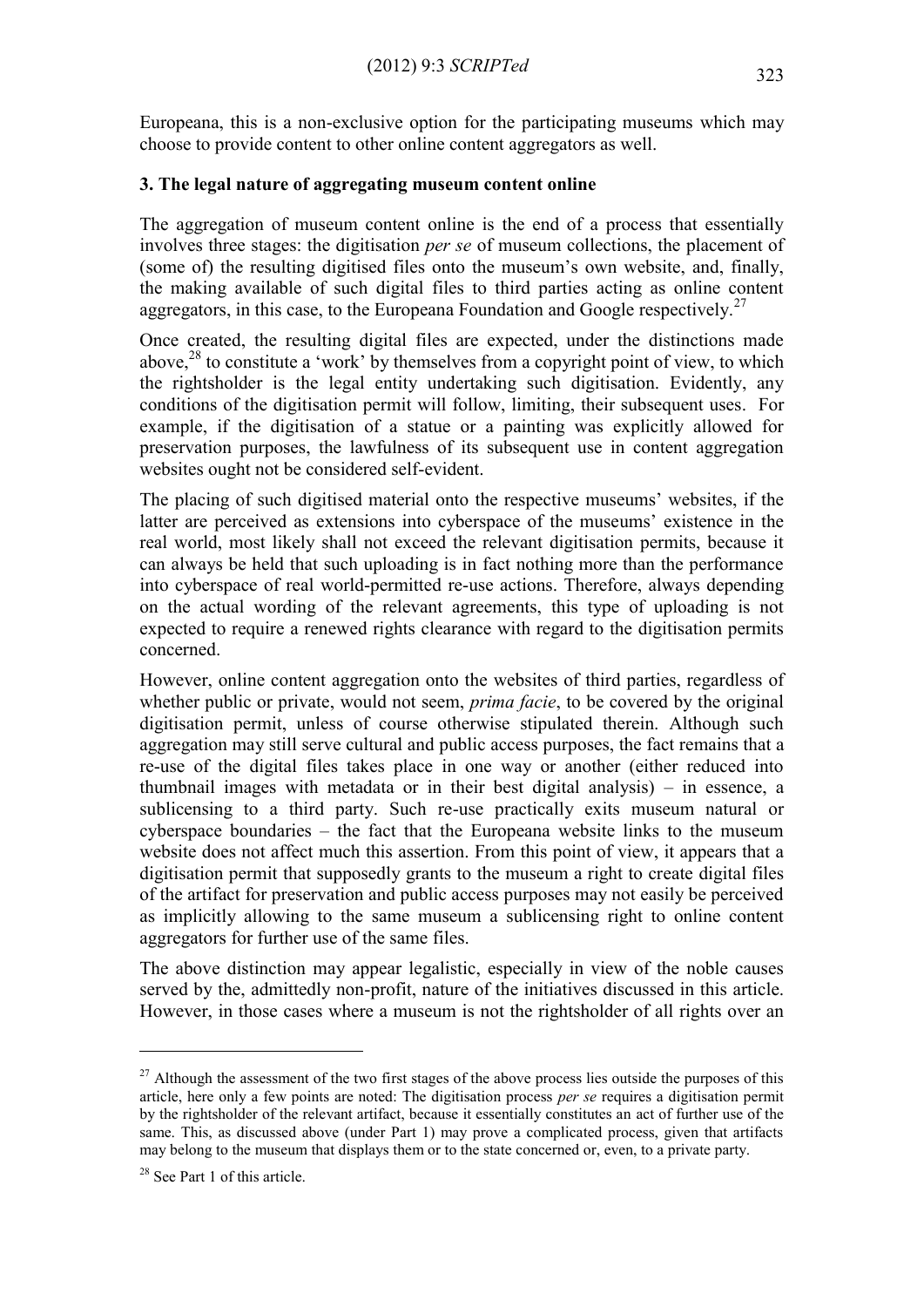Europeana, this is a non-exclusive option for the participating museums which may choose to provide content to other online content aggregators as well.

### 3. The legal nature of aggregating museum content online

The aggregation of museum content online is the end of a process that essentially involves three stages: the digitisation *per se* of museum collections, the placement of (some of) the resulting digitised files onto the museum's own website, and, finally, the making available of such digital files to third parties acting as online content aggregators, in this case, to the Europeana Foundation and Google respectively.[27]

Once created, the resulting digital files are expected, under the distinctions made above,[28] to constitute a 'work' by themselves from a copyright point of view, to which the rightsholder is the legal entity undertaking such digitisation. Evidently, any conditions of the digitisation permit will follow, limiting, their subsequent uses. For example, if the digitisation of a statue or a painting was explicitly allowed for preservation purposes, the lawfulness of its subsequent use in content aggregation websites ought not be considered self-evident.

The placing of such digitised material onto the respective museums' websites, if the latter are perceived as extensions into cyberspace of the museums' existence in the real world, most likely shall not exceed the relevant digitisation permits, because it can always be held that such uploading is in fact nothing more than the performance into cyberspace of real world-permitted re-use actions. Therefore, always depending on the actual wording of the relevant agreements, this type of uploading is not expected to require a renewed rights clearance with regard to the digitisation permits concerned.

However, online content aggregation onto the websites of third parties, regardless of whether public or private, would not seem, *prima facie*, to be covered by the original digitisation permit, unless of course otherwise stipulated therein. Although such aggregation may still serve cultural and public access purposes, the fact remains that a re-use of the digital files takes place in one way or another (either reduced into thumbnail images with metadata or in their best digital analysis) – in essence, a sublicensing to a third party. Such re-use practically exits museum natural or cyberspace boundaries – the fact that the Europeana website links to the museum website does not affect much this assertion. From this point of view, it appears that a digitisation permit that supposedly grants to the museum a right to create digital files of the artifact for preservation and public access purposes may not easily be perceived as implicitly allowing to the same museum a sublicensing right to online content aggregators for further use of the same files.

The above distinction may appear legalistic, especially in view of the noble causes served by the, admittedly non-profit, nature of the initiatives discussed in this article. However, in those cases where a museum is not the rightsholder of all rights over an

---

[27] Although the assessment of the two first stages of the above process lies outside the purposes of this article, here only a few points are noted: The digitisation process *per se* requires a digitisation permit by the rightsholder of the relevant artifact, because it essentially constitutes an act of further use of the same. This, as discussed above (under Part 1) may prove a complicated process, given that artifacts may belong to the museum that displays them or to the state concerned or, even, to a private party.

[28] See Part 1 of this article.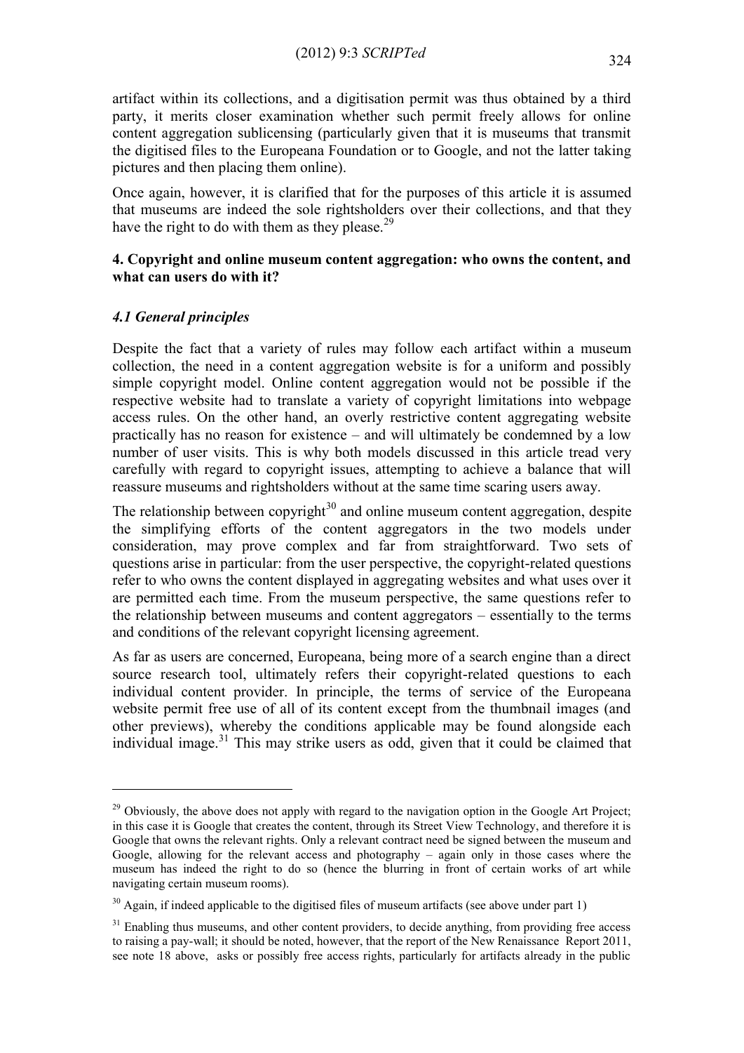artifact within its collections, and a digitisation permit was thus obtained by a third party, it merits closer examination whether such permit freely allows for online content aggregation sublicensing (particularly given that it is museums that transmit the digitised files to the Europeana Foundation or to Google, and not the latter taking pictures and then placing them online).

Once again, however, it is clarified that for the purposes of this article it is assumed that museums are indeed the sole rightsholders over their collections, and that they have the right to do with them as they please.[29]

## 4. Copyright and online museum content aggregation: who owns the content, and what can users do with it?

### *4.1 General principles*

Despite the fact that a variety of rules may follow each artifact within a museum collection, the need in a content aggregation website is for a uniform and possibly simple copyright model. Online content aggregation would not be possible if the respective website had to translate a variety of copyright limitations into webpage access rules. On the other hand, an overly restrictive content aggregating website practically has no reason for existence – and will ultimately be condemned by a low number of user visits. This is why both models discussed in this article tread very carefully with regard to copyright issues, attempting to achieve a balance that will reassure museums and rightsholders without at the same time scaring users away.

The relationship between copyright[30] and online museum content aggregation, despite the simplifying efforts of the content aggregators in the two models under consideration, may prove complex and far from straightforward. Two sets of questions arise in particular: from the user perspective, the copyright-related questions refer to who owns the content displayed in aggregating websites and what uses over it are permitted each time. From the museum perspective, the same questions refer to the relationship between museums and content aggregators – essentially to the terms and conditions of the relevant copyright licensing agreement.

As far as users are concerned, Europeana, being more of a search engine than a direct source research tool, ultimately refers their copyright-related questions to each individual content provider. In principle, the terms of service of the Europeana website permit free use of all of its content except from the thumbnail images (and other previews), whereby the conditions applicable may be found alongside each individual image.[31] This may strike users as odd, given that it could be claimed that

---

[29] Obviously, the above does not apply with regard to the navigation option in the Google Art Project; in this case it is Google that creates the content, through its Street View Technology, and therefore it is Google that owns the relevant rights. Only a relevant contract need be signed between the museum and Google, allowing for the relevant access and photography – again only in those cases where the museum has indeed the right to do so (hence the blurring in front of certain works of art while navigating certain museum rooms).

[30] Again, if indeed applicable to the digitised files of museum artifacts (see above under part 1)

[31] Enabling thus museums, and other content providers, to decide anything, from providing free access to raising a pay-wall; it should be noted, however, that the report of the New Renaissance Report 2011, see note 18 above, asks or possibly free access rights, particularly for artifacts already in the public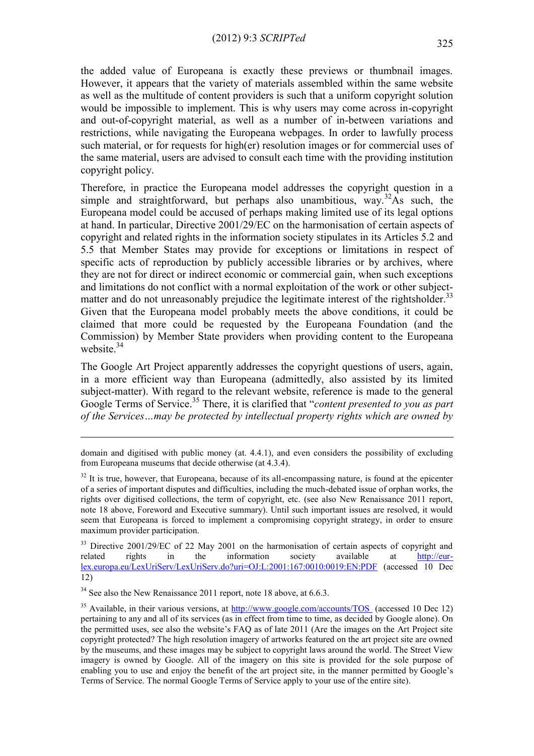the added value of Europeana is exactly these previews or thumbnail images. However, it appears that the variety of materials assembled within the same website as well as the multitude of content providers is such that a uniform copyright solution would be impossible to implement. This is why users may come across in-copyright and out-of-copyright material, as well as a number of in-between variations and restrictions, while navigating the Europeana webpages. In order to lawfully process such material, or for requests for high(er) resolution images or for commercial uses of the same material, users are advised to consult each time with the providing institution copyright policy.

Therefore, in practice the Europeana model addresses the copyright question in a simple and straightforward, but perhaps also unambitious, way.[32] As such, the Europeana model could be accused of perhaps making limited use of its legal options at hand. In particular, Directive 2001/29/EC on the harmonisation of certain aspects of copyright and related rights in the information society stipulates in its Articles 5.2 and 5.5 that Member States may provide for exceptions or limitations in respect of specific acts of reproduction by publicly accessible libraries or by archives, where they are not for direct or indirect economic or commercial gain, when such exceptions and limitations do not conflict with a normal exploitation of the work or other subject-matter and do not unreasonably prejudice the legitimate interest of the rightsholder.[33] Given that the Europeana model probably meets the above conditions, it could be claimed that more could be requested by the Europeana Foundation (and the Commission) by Member State providers when providing content to the Europeana website.[34]

The Google Art Project apparently addresses the copyright questions of users, again, in a more efficient way than Europeana (admittedly, also assisted by its limited subject-matter). With regard to the relevant website, reference is made to the general Google Terms of Service.[35] There, it is clarified that "*content presented to you as part of the Services…may be protected by intellectual property rights which are owned by*

---

domain and digitised with public money (at. 4.4.1), and even considers the possibility of excluding from Europeana museums that decide otherwise (at 4.3.4).

[32] It is true, however, that Europeana, because of its all-encompassing nature, is found at the epicenter of a series of important disputes and difficulties, including the much-debated issue of orphan works, the rights over digitised collections, the term of copyright, etc. (see also New Renaissance 2011 report, note 18 above, Foreword and Executive summary). Until such important issues are resolved, it would seem that Europeana is forced to implement a compromising copyright strategy, in order to ensure maximum provider participation.

[33] Directive 2001/29/EC of 22 May 2001 on the harmonisation of certain aspects of copyright and related rights in the information society available at http://eur-lex.europa.eu/LexUriServ/LexUriServ.do?uri=OJ:L:2001:167:0010:0019:EN:PDF (accessed 10 Dec 12)

[34] See also the New Renaissance 2011 report, note 18 above, at 6.6.3.

[35] Available, in their various versions, at http://www.google.com/accounts/TOS (accessed 10 Dec 12) pertaining to any and all of its services (as in effect from time to time, as decided by Google alone). On the permitted uses, see also the website's FAQ as of late 2011 (Are the images on the Art Project site copyright protected? The high resolution imagery of artworks featured on the art project site are owned by the museums, and these images may be subject to copyright laws around the world. The Street View imagery is owned by Google. All of the imagery on this site is provided for the sole purpose of enabling you to use and enjoy the benefit of the art project site, in the manner permitted by Google's Terms of Service. The normal Google Terms of Service apply to your use of the entire site).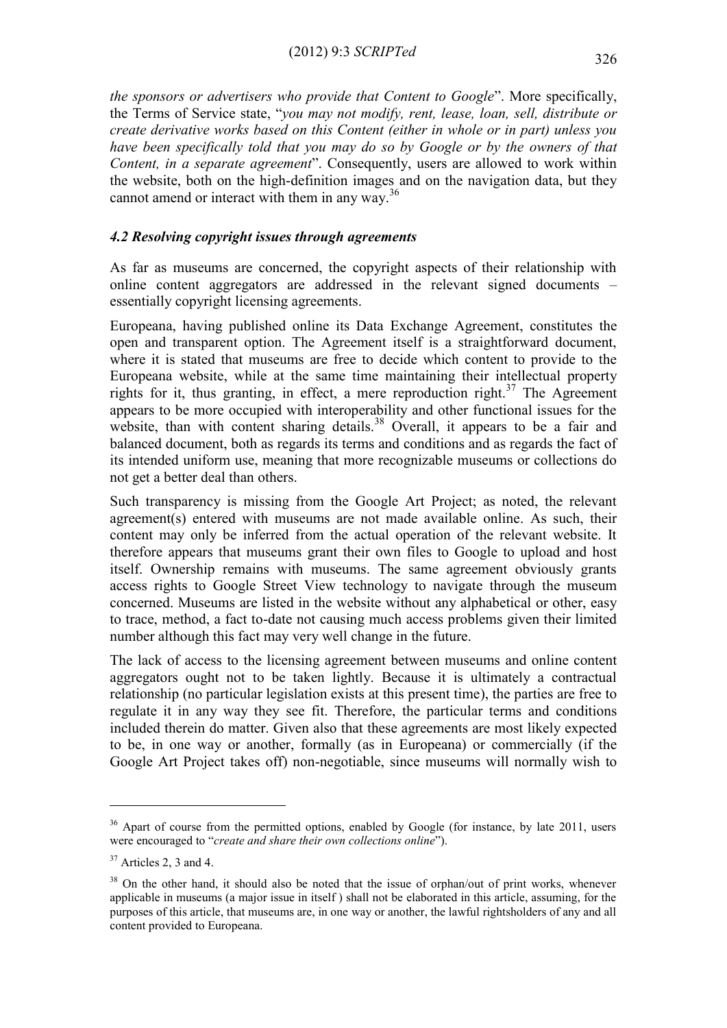*the sponsors or advertisers who provide that Content to Google*". More specifically, the Terms of Service state, "*you may not modify, rent, lease, loan, sell, distribute or create derivative works based on this Content (either in whole or in part) unless you have been specifically told that you may do so by Google or by the owners of that Content, in a separate agreement*". Consequently, users are allowed to work within the website, both on the high-definition images and on the navigation data, but they cannot amend or interact with them in any way.[36]

### *4.2 Resolving copyright issues through agreements*

As far as museums are concerned, the copyright aspects of their relationship with online content aggregators are addressed in the relevant signed documents – essentially copyright licensing agreements.

Europeana, having published online its Data Exchange Agreement, constitutes the open and transparent option. The Agreement itself is a straightforward document, where it is stated that museums are free to decide which content to provide to the Europeana website, while at the same time maintaining their intellectual property rights for it, thus granting, in effect, a mere reproduction right.[37] The Agreement appears to be more occupied with interoperability and other functional issues for the website, than with content sharing details.[38] Overall, it appears to be a fair and balanced document, both as regards its terms and conditions and as regards the fact of its intended uniform use, meaning that more recognizable museums or collections do not get a better deal than others.

Such transparency is missing from the Google Art Project; as noted, the relevant agreement(s) entered with museums are not made available online. As such, their content may only be inferred from the actual operation of the relevant website. It therefore appears that museums grant their own files to Google to upload and host itself. Ownership remains with museums. The same agreement obviously grants access rights to Google Street View technology to navigate through the museum concerned. Museums are listed in the website without any alphabetical or other, easy to trace, method, a fact to-date not causing much access problems given their limited number although this fact may very well change in the future.

The lack of access to the licensing agreement between museums and online content aggregators ought not to be taken lightly. Because it is ultimately a contractual relationship (no particular legislation exists at this present time), the parties are free to regulate it in any way they see fit. Therefore, the particular terms and conditions included therein do matter. Given also that these agreements are most likely expected to be, in one way or another, formally (as in Europeana) or commercially (if the Google Art Project takes off) non-negotiable, since museums will normally wish to

---

[36] Apart of course from the permitted options, enabled by Google (for instance, by late 2011, users were encouraged to "*create and share their own collections online*").

[37] Articles 2, 3 and 4.

[38] On the other hand, it should also be noted that the issue of orphan/out of print works, whenever applicable in museums (a major issue in itself ) shall not be elaborated in this article, assuming, for the purposes of this article, that museums are, in one way or another, the lawful rightsholders of any and all content provided to Europeana.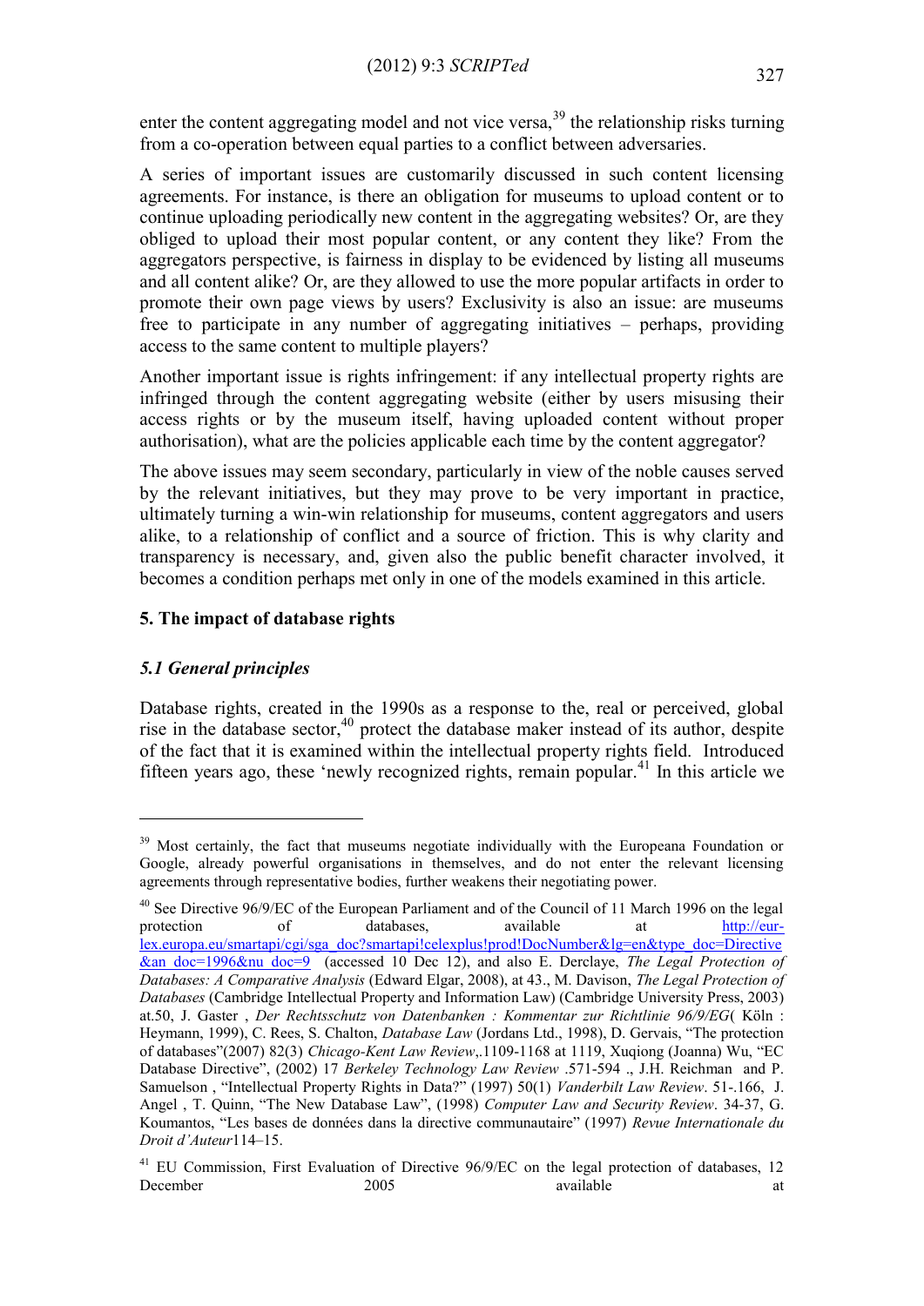enter the content aggregating model and not vice versa,[39] the relationship risks turning from a co-operation between equal parties to a conflict between adversaries.

A series of important issues are customarily discussed in such content licensing agreements. For instance, is there an obligation for museums to upload content or to continue uploading periodically new content in the aggregating websites? Or, are they obliged to upload their most popular content, or any content they like? From the aggregators perspective, is fairness in display to be evidenced by listing all museums and all content alike? Or, are they allowed to use the more popular artifacts in order to promote their own page views by users? Exclusivity is also an issue: are museums free to participate in any number of aggregating initiatives – perhaps, providing access to the same content to multiple players?

Another important issue is rights infringement: if any intellectual property rights are infringed through the content aggregating website (either by users misusing their access rights or by the museum itself, having uploaded content without proper authorisation), what are the policies applicable each time by the content aggregator?

The above issues may seem secondary, particularly in view of the noble causes served by the relevant initiatives, but they may prove to be very important in practice, ultimately turning a win-win relationship for museums, content aggregators and users alike, to a relationship of conflict and a source of friction. This is why clarity and transparency is necessary, and, given also the public benefit character involved, it becomes a condition perhaps met only in one of the models examined in this article.

## 5. The impact of database rights

### *5.1 General principles*

Database rights, created in the 1990s as a response to the, real or perceived, global rise in the database sector,[40] protect the database maker instead of its author, despite of the fact that it is examined within the intellectual property rights field. Introduced fifteen years ago, these 'newly recognized rights, remain popular.[41] In this article we

---

[39] Most certainly, the fact that museums negotiate individually with the Europeana Foundation or Google, already powerful organisations in themselves, and do not enter the relevant licensing agreements through representative bodies, further weakens their negotiating power.

[40] See Directive 96/9/EC of the European Parliament and of the Council of 11 March 1996 on the legal protection of databases, available at http://eur-lex.europa.eu/smartapi/cgi/sga_doc?smartapi!celexplus!prod!DocNumber&lg=en&type_doc=Directive&an_doc=1996&nu_doc=9 (accessed 10 Dec 12), and also E. Derclaye, *The Legal Protection of Databases: A Comparative Analysis* (Edward Elgar, 2008), at 43., M. Davison, *The Legal Protection of Databases* (Cambridge Intellectual Property and Information Law) (Cambridge University Press, 2003) at.50, J. Gaster , *Der Rechtsschutz von Datenbanken : Kommentar zur Richtlinie 96/9/EG*( Köln : Heymann, 1999), C. Rees, S. Chalton, *Database Law* (Jordans Ltd., 1998), D. Gervais, "The protection of databases"(2007) 82(3) *Chicago-Kent Law Review*,.1109-1168 at 1119, Xuqiong (Joanna) Wu, "EC Database Directive", (2002) 17 *Berkeley Technology Law Review* .571-594 ., J.H. Reichman and P. Samuelson , "Intellectual Property Rights in Data?" (1997) 50(1) *Vanderbilt Law Review*. 51-.166, J. Angel , T. Quinn, "The New Database Law", (1998) *Computer Law and Security Review*. 34-37, G. Koumantos, "Les bases de données dans la directive communautaire" (1997) *Revue Internationale du Droit d'Auteur*114–15.

[41] EU Commission, First Evaluation of Directive 96/9/EC on the legal protection of databases, 12 December 2005 available at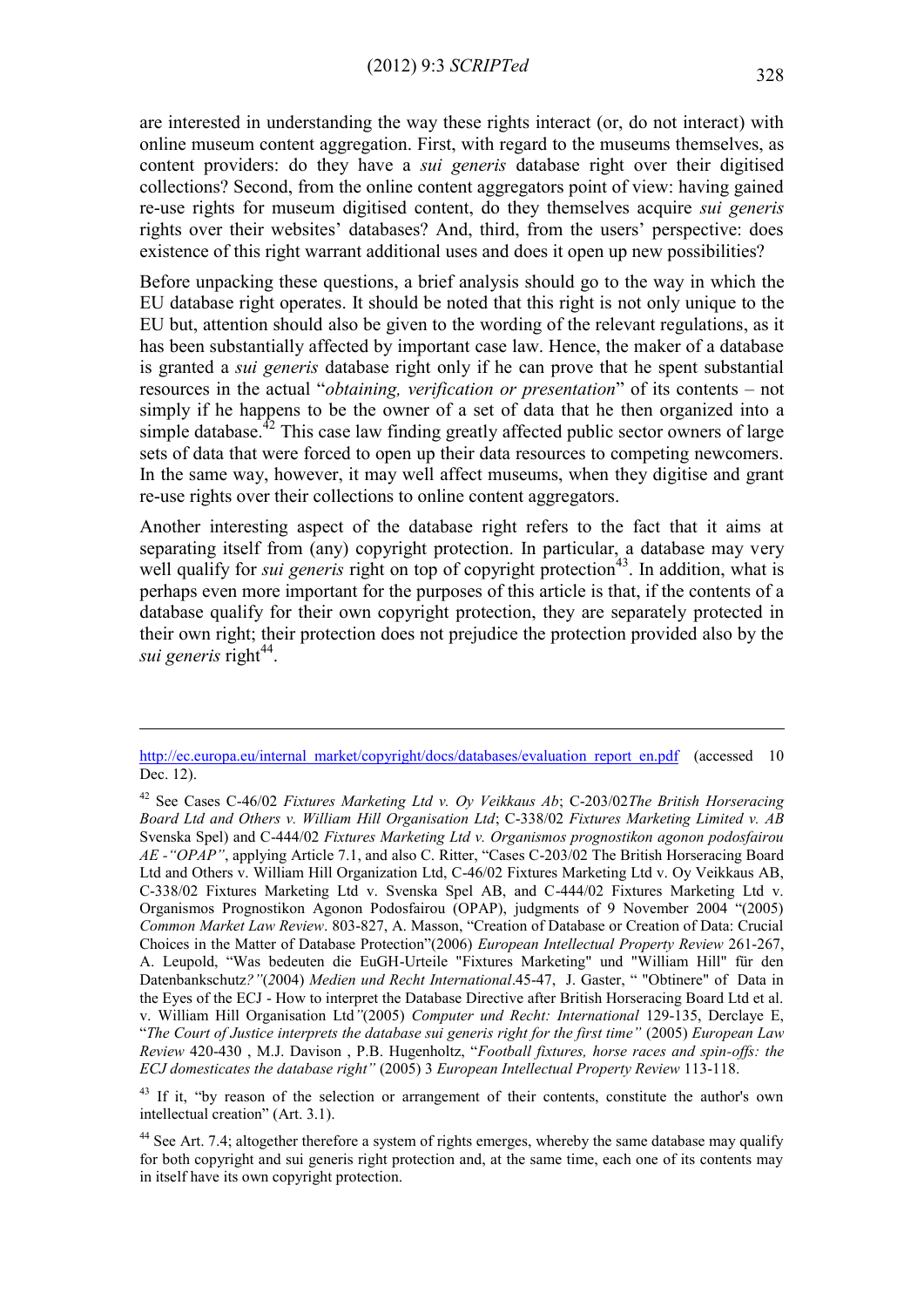are interested in understanding the way these rights interact (or, do not interact) with online museum content aggregation. First, with regard to the museums themselves, as content providers: do they have a *sui generis* database right over their digitised collections? Second, from the online content aggregators point of view: having gained re-use rights for museum digitised content, do they themselves acquire *sui generis* rights over their websites' databases? And, third, from the users' perspective: does existence of this right warrant additional uses and does it open up new possibilities?

Before unpacking these questions, a brief analysis should go to the way in which the EU database right operates. It should be noted that this right is not only unique to the EU but, attention should also be given to the wording of the relevant regulations, as it has been substantially affected by important case law. Hence, the maker of a database is granted a *sui generis* database right only if he can prove that he spent substantial resources in the actual "*obtaining, verification or presentation*" of its contents – not simply if he happens to be the owner of a set of data that he then organized into a simple database.[42] This case law finding greatly affected public sector owners of large sets of data that were forced to open up their data resources to competing newcomers. In the same way, however, it may well affect museums, when they digitise and grant re-use rights over their collections to online content aggregators.

Another interesting aspect of the database right refers to the fact that it aims at separating itself from (any) copyright protection. In particular, a database may very well qualify for *sui generis* right on top of copyright protection[43]. In addition, what is perhaps even more important for the purposes of this article is that, if the contents of a database qualify for their own copyright protection, they are separately protected in their own right; their protection does not prejudice the protection provided also by the *sui generis* right[44].

---

http://ec.europa.eu/internal_market/copyright/docs/databases/evaluation_report_en.pdf (accessed 10 Dec. 12).

[42] See Cases C-46/02 *Fixtures Marketing Ltd v. Oy Veikkaus Ab*; C-203/02*The British Horseracing Board Ltd and Others v. William Hill Organisation Ltd*; C-338/02 *Fixtures Marketing Limited v. AB* Svenska Spel) and C-444/02 *Fixtures Marketing Ltd v. Organismos prognostikon agonon podosfairou AE -"OPAP"*, applying Article 7.1, and also C. Ritter, "Cases C-203/02 The British Horseracing Board Ltd and Others v. William Hill Organization Ltd, C-46/02 Fixtures Marketing Ltd v. Oy Veikkaus AB, C-338/02 Fixtures Marketing Ltd v. Svenska Spel AB, and C-444/02 Fixtures Marketing Ltd v. Organismos Prognostikon Agonon Podosfairou (OPAP), judgments of 9 November 2004 "(2005) *Common Market Law Review*. 803-827, A. Masson, "Creation of Database or Creation of Data: Crucial Choices in the Matter of Database Protection"(2006) *European Intellectual Property Review* 261-267, A. Leupold, "Was bedeuten die EuGH-Urteile "Fixtures Marketing" und "William Hill" für den Datenbankschutz*?"(2*004) *Medien und Recht International*.45-47, J. Gaster, " "Obtinere" of Data in the Eyes of the ECJ - How to interpret the Database Directive after British Horseracing Board Ltd et al. v. William Hill Organisation Ltd*"*(2005) *Computer und Recht: International* 129-135, Derclaye E, "*The Court of Justice interprets the database sui generis right for the first time"* (2005) *European Law Review* 420-430 , M.J. Davison , P.B. Hugenholtz, "*Football fixtures, horse races and spin-offs: the ECJ domesticates the database right"* (2005) 3 *European Intellectual Property Review* 113-118.

[43] If it, "by reason of the selection or arrangement of their contents, constitute the author's own intellectual creation" (Art. 3.1).

[44] See Art. 7.4; altogether therefore a system of rights emerges, whereby the same database may qualify for both copyright and sui generis right protection and, at the same time, each one of its contents may in itself have its own copyright protection.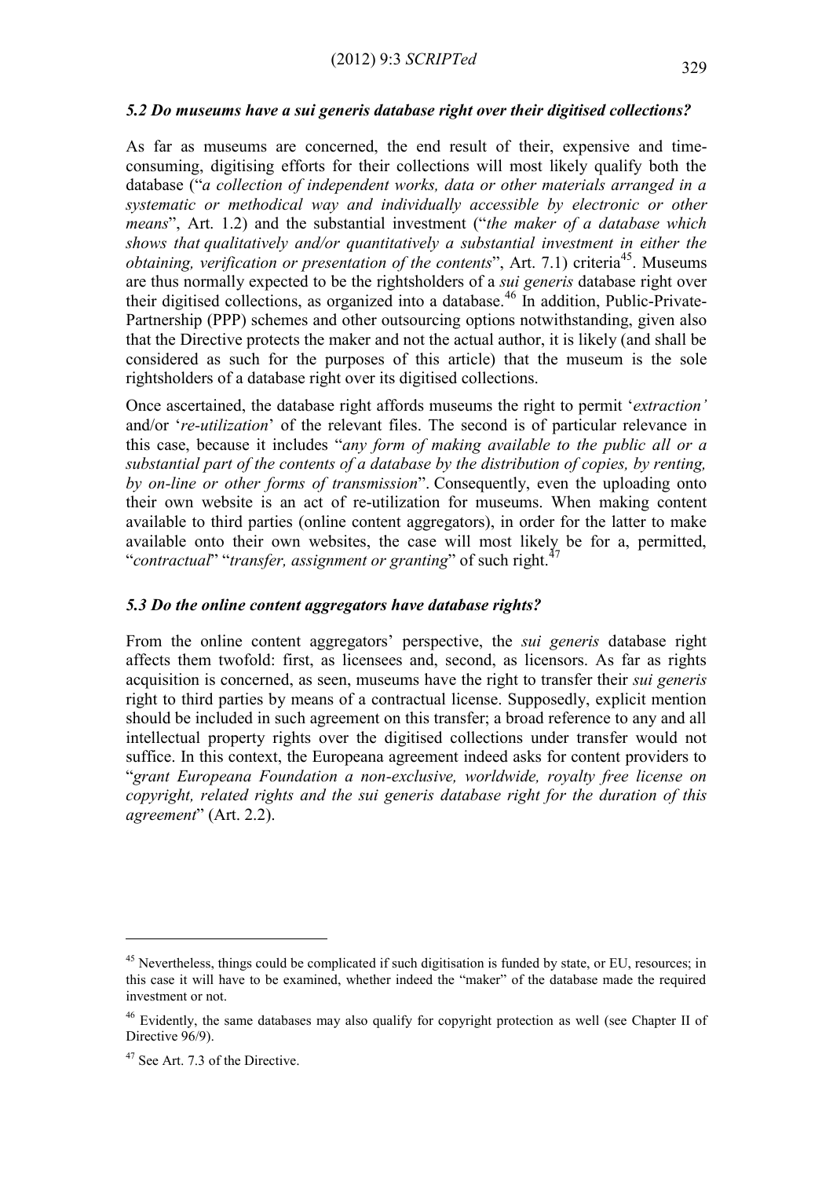### *5.2 Do museums have a sui generis database right over their digitised collections?*

As far as museums are concerned, the end result of their, expensive and time-consuming, digitising efforts for their collections will most likely qualify both the database ("*a collection of independent works, data or other materials arranged in a systematic or methodical way and individually accessible by electronic or other means*", Art. 1.2) and the substantial investment ("*the maker of a database which shows that qualitatively and/or quantitatively a substantial investment in either the obtaining, verification or presentation of the contents*", Art. 7.1) criteria[45]. Museums are thus normally expected to be the rightsholders of a *sui generis* database right over their digitised collections, as organized into a database.[46] In addition, Public-Private-Partnership (PPP) schemes and other outsourcing options notwithstanding, given also that the Directive protects the maker and not the actual author, it is likely (and shall be considered as such for the purposes of this article) that the museum is the sole rightsholders of a database right over its digitised collections.

Once ascertained, the database right affords museums the right to permit '*extraction'* and/or '*re-utilization*' of the relevant files. The second is of particular relevance in this case, because it includes "*any form of making available to the public all or a substantial part of the contents of a database by the distribution of copies, by renting, by on-line or other forms of transmission*". Consequently, even the uploading onto their own website is an act of re-utilization for museums. When making content available to third parties (online content aggregators), in order for the latter to make available onto their own websites, the case will most likely be for a, permitted, "*contractual*" "*transfer, assignment or granting*" of such right.[47]

### *5.3 Do the online content aggregators have database rights?*

From the online content aggregators' perspective, the *sui generis* database right affects them twofold: first, as licensees and, second, as licensors. As far as rights acquisition is concerned, as seen, museums have the right to transfer their *sui generis* right to third parties by means of a contractual license. Supposedly, explicit mention should be included in such agreement on this transfer; a broad reference to any and all intellectual property rights over the digitised collections under transfer would not suffice. In this context, the Europeana agreement indeed asks for content providers to "*grant Europeana Foundation a non-exclusive, worldwide, royalty free license on copyright, related rights and the sui generis database right for the duration of this agreement*" (Art. 2.2).

---

[45] Nevertheless, things could be complicated if such digitisation is funded by state, or EU, resources; in this case it will have to be examined, whether indeed the "maker" of the database made the required investment or not.

[46] Evidently, the same databases may also qualify for copyright protection as well (see Chapter II of Directive 96/9).

[47] See Art. 7.3 of the Directive.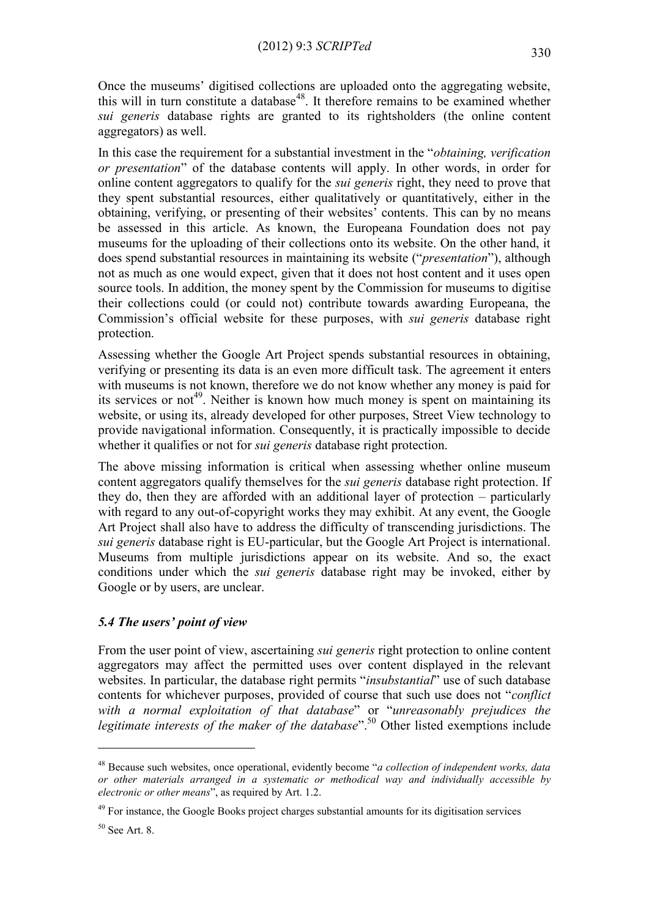Once the museums' digitised collections are uploaded onto the aggregating website, this will in turn constitute a database[48]. It therefore remains to be examined whether *sui generis* database rights are granted to its rightsholders (the online content aggregators) as well.

In this case the requirement for a substantial investment in the "*obtaining, verification or presentation*" of the database contents will apply. In other words, in order for online content aggregators to qualify for the *sui generis* right, they need to prove that they spent substantial resources, either qualitatively or quantitatively, either in the obtaining, verifying, or presenting of their websites' contents. This can by no means be assessed in this article. As known, the Europeana Foundation does not pay museums for the uploading of their collections onto its website. On the other hand, it does spend substantial resources in maintaining its website ("*presentation*"), although not as much as one would expect, given that it does not host content and it uses open source tools. In addition, the money spent by the Commission for museums to digitise their collections could (or could not) contribute towards awarding Europeana, the Commission's official website for these purposes, with *sui generis* database right protection.

Assessing whether the Google Art Project spends substantial resources in obtaining, verifying or presenting its data is an even more difficult task. The agreement it enters with museums is not known, therefore we do not know whether any money is paid for its services or not[49]. Neither is known how much money is spent on maintaining its website, or using its, already developed for other purposes, Street View technology to provide navigational information. Consequently, it is practically impossible to decide whether it qualifies or not for *sui generis* database right protection.

The above missing information is critical when assessing whether online museum content aggregators qualify themselves for the *sui generis* database right protection. If they do, then they are afforded with an additional layer of protection – particularly with regard to any out-of-copyright works they may exhibit. At any event, the Google Art Project shall also have to address the difficulty of transcending jurisdictions. The *sui generis* database right is EU-particular, but the Google Art Project is international. Museums from multiple jurisdictions appear on its website. And so, the exact conditions under which the *sui generis* database right may be invoked, either by Google or by users, are unclear.

### *5.4 The users' point of view*

From the user point of view, ascertaining *sui generis* right protection to online content aggregators may affect the permitted uses over content displayed in the relevant websites. In particular, the database right permits "*insubstantial*" use of such database contents for whichever purposes, provided of course that such use does not "*conflict with a normal exploitation of that database*" or "*unreasonably prejudices the legitimate interests of the maker of the database*".[50] Other listed exemptions include

---

[48] Because such websites, once operational, evidently become "*a collection of independent works, data or other materials arranged in a systematic or methodical way and individually accessible by electronic or other means*", as required by Art. 1.2.

[49] For instance, the Google Books project charges substantial amounts for its digitisation services

[50] See Art. 8.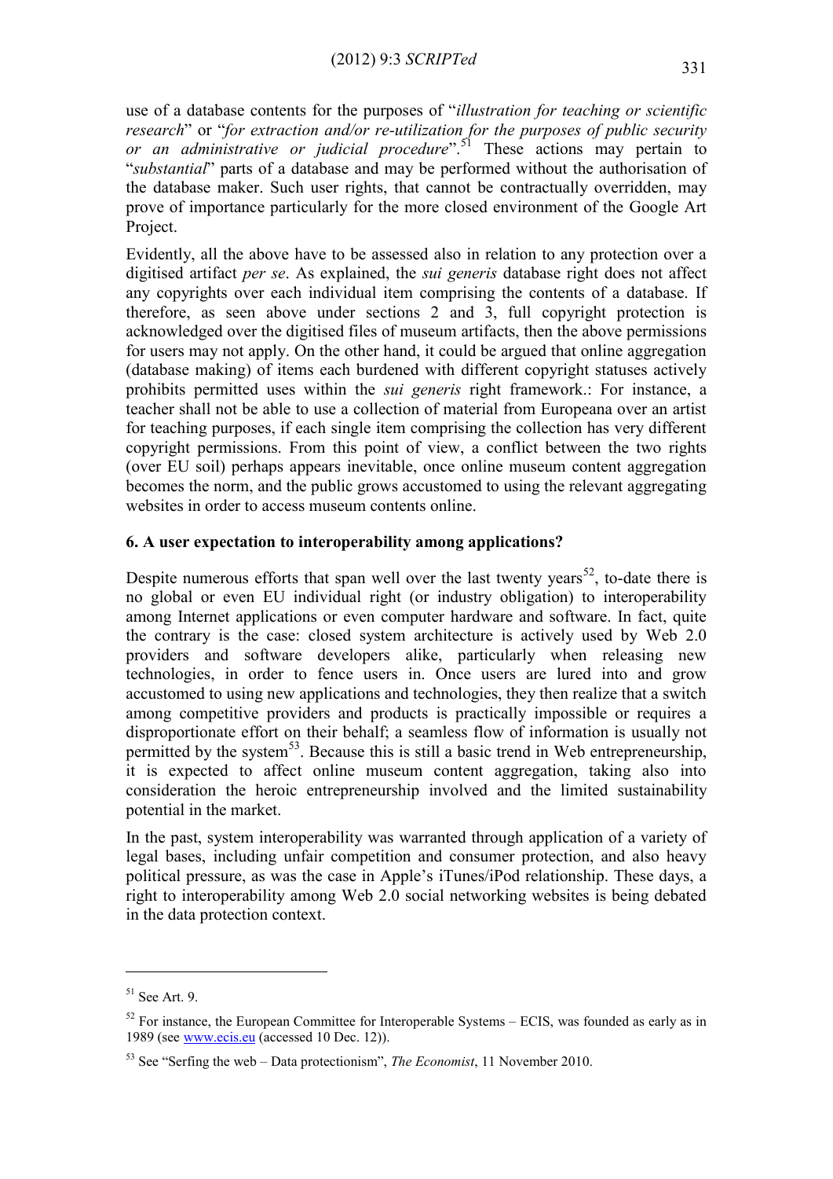use of a database contents for the purposes of "*illustration for teaching or scientific research*" or "*for extraction and/or re-utilization for the purposes of public security or an administrative or judicial procedure*".[51] These actions may pertain to "*substantial*" parts of a database and may be performed without the authorisation of the database maker. Such user rights, that cannot be contractually overridden, may prove of importance particularly for the more closed environment of the Google Art Project.

Evidently, all the above have to be assessed also in relation to any protection over a digitised artifact *per se*. As explained, the *sui generis* database right does not affect any copyrights over each individual item comprising the contents of a database. If therefore, as seen above under sections 2 and 3, full copyright protection is acknowledged over the digitised files of museum artifacts, then the above permissions for users may not apply. On the other hand, it could be argued that online aggregation (database making) of items each burdened with different copyright statuses actively prohibits permitted uses within the *sui generis* right framework.: For instance, a teacher shall not be able to use a collection of material from Europeana over an artist for teaching purposes, if each single item comprising the collection has very different copyright permissions. From this point of view, a conflict between the two rights (over EU soil) perhaps appears inevitable, once online museum content aggregation becomes the norm, and the public grows accustomed to using the relevant aggregating websites in order to access museum contents online.

### 6. A user expectation to interoperability among applications?

Despite numerous efforts that span well over the last twenty years[52], to-date there is no global or even EU individual right (or industry obligation) to interoperability among Internet applications or even computer hardware and software. In fact, quite the contrary is the case: closed system architecture is actively used by Web 2.0 providers and software developers alike, particularly when releasing new technologies, in order to fence users in. Once users are lured into and grow accustomed to using new applications and technologies, they then realize that a switch among competitive providers and products is practically impossible or requires a disproportionate effort on their behalf; a seamless flow of information is usually not permitted by the system[53]. Because this is still a basic trend in Web entrepreneurship, it is expected to affect online museum content aggregation, taking also into consideration the heroic entrepreneurship involved and the limited sustainability potential in the market.

In the past, system interoperability was warranted through application of a variety of legal bases, including unfair competition and consumer protection, and also heavy political pressure, as was the case in Apple's iTunes/iPod relationship. These days, a right to interoperability among Web 2.0 social networking websites is being debated in the data protection context.

---

[51] See Art. 9.

[52] For instance, the European Committee for Interoperable Systems – ECIS, was founded as early as in 1989 (see www.ecis.eu (accessed 10 Dec. 12)).

[53] See "Serfing the web – Data protectionism", *The Economist*, 11 November 2010.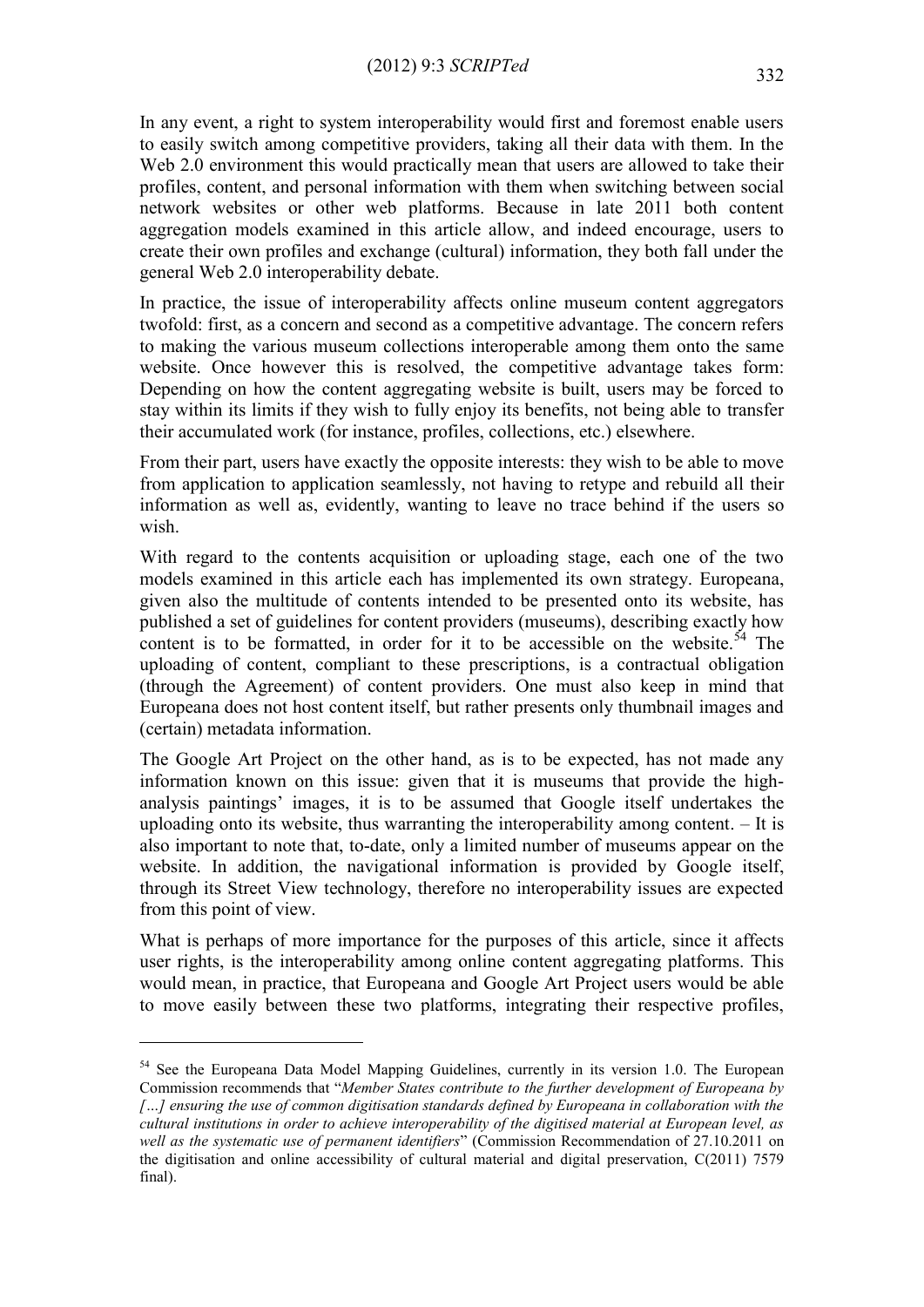In any event, a right to system interoperability would first and foremost enable users to easily switch among competitive providers, taking all their data with them. In the Web 2.0 environment this would practically mean that users are allowed to take their profiles, content, and personal information with them when switching between social network websites or other web platforms. Because in late 2011 both content aggregation models examined in this article allow, and indeed encourage, users to create their own profiles and exchange (cultural) information, they both fall under the general Web 2.0 interoperability debate.

In practice, the issue of interoperability affects online museum content aggregators twofold: first, as a concern and second as a competitive advantage. The concern refers to making the various museum collections interoperable among them onto the same website. Once however this is resolved, the competitive advantage takes form: Depending on how the content aggregating website is built, users may be forced to stay within its limits if they wish to fully enjoy its benefits, not being able to transfer their accumulated work (for instance, profiles, collections, etc.) elsewhere.

From their part, users have exactly the opposite interests: they wish to be able to move from application to application seamlessly, not having to retype and rebuild all their information as well as, evidently, wanting to leave no trace behind if the users so wish.

With regard to the contents acquisition or uploading stage, each one of the two models examined in this article each has implemented its own strategy. Europeana, given also the multitude of contents intended to be presented onto its website, has published a set of guidelines for content providers (museums), describing exactly how content is to be formatted, in order for it to be accessible on the website.[54] The uploading of content, compliant to these prescriptions, is a contractual obligation (through the Agreement) of content providers. One must also keep in mind that Europeana does not host content itself, but rather presents only thumbnail images and (certain) metadata information.

The Google Art Project on the other hand, as is to be expected, has not made any information known on this issue: given that it is museums that provide the high-analysis paintings' images, it is to be assumed that Google itself undertakes the uploading onto its website, thus warranting the interoperability among content. – It is also important to note that, to-date, only a limited number of museums appear on the website. In addition, the navigational information is provided by Google itself, through its Street View technology, therefore no interoperability issues are expected from this point of view.

What is perhaps of more importance for the purposes of this article, since it affects user rights, is the interoperability among online content aggregating platforms. This would mean, in practice, that Europeana and Google Art Project users would be able to move easily between these two platforms, integrating their respective profiles,

---

[54] See the Europeana Data Model Mapping Guidelines, currently in its version 1.0. The European Commission recommends that "*Member States contribute to the further development of Europeana by […] ensuring the use of common digitisation standards defined by Europeana in collaboration with the cultural institutions in order to achieve interoperability of the digitised material at European level, as well as the systematic use of permanent identifiers*" (Commission Recommendation of 27.10.2011 on the digitisation and online accessibility of cultural material and digital preservation, C(2011) 7579 final).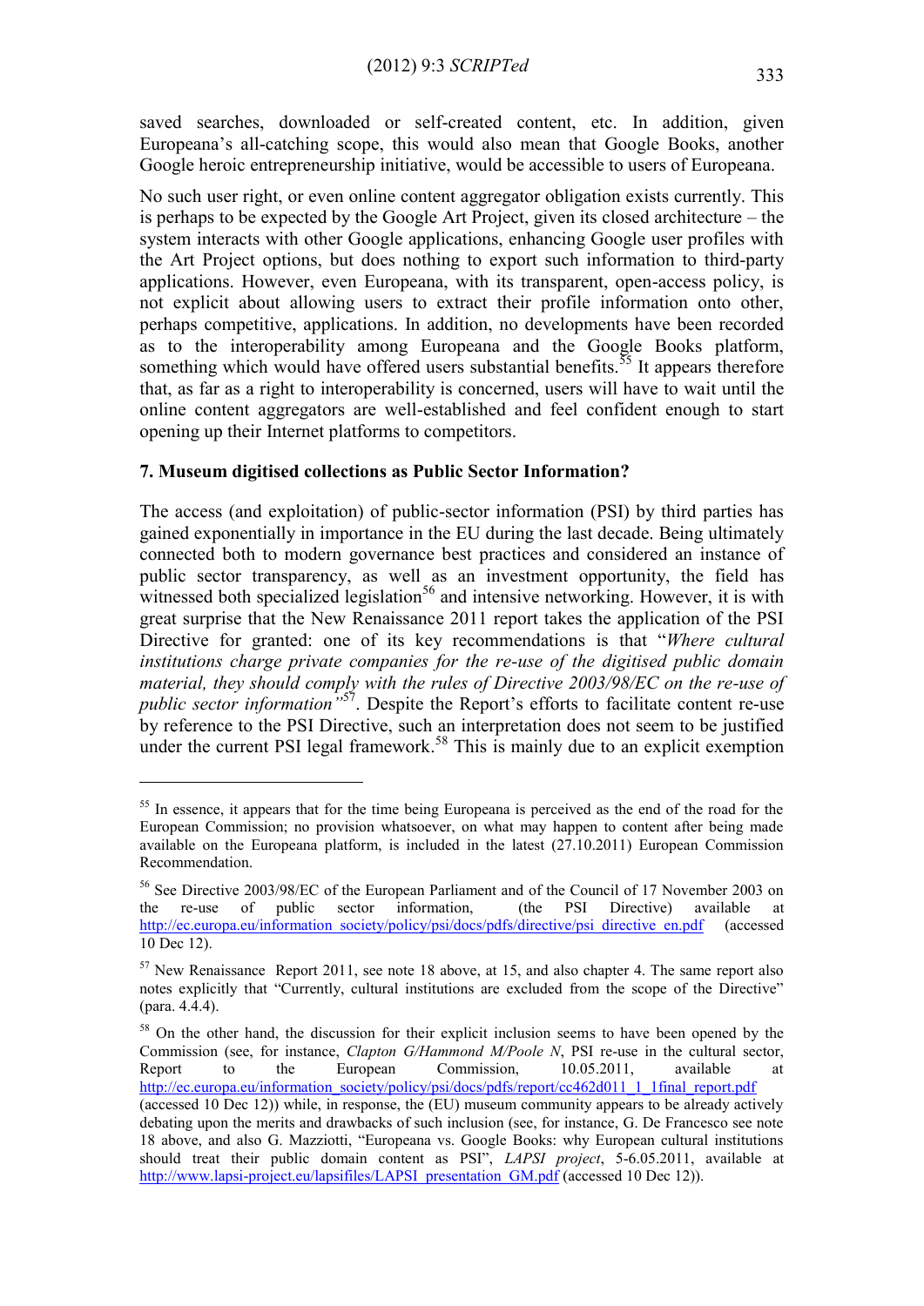saved searches, downloaded or self-created content, etc. In addition, given Europeana's all-catching scope, this would also mean that Google Books, another Google heroic entrepreneurship initiative, would be accessible to users of Europeana.

No such user right, or even online content aggregator obligation exists currently. This is perhaps to be expected by the Google Art Project, given its closed architecture – the system interacts with other Google applications, enhancing Google user profiles with the Art Project options, but does nothing to export such information to third-party applications. However, even Europeana, with its transparent, open-access policy, is not explicit about allowing users to extract their profile information onto other, perhaps competitive, applications. In addition, no developments have been recorded as to the interoperability among Europeana and the Google Books platform, something which would have offered users substantial benefits.[55] It appears therefore that, as far as a right to interoperability is concerned, users will have to wait until the online content aggregators are well-established and feel confident enough to start opening up their Internet platforms to competitors.

### 7. Museum digitised collections as Public Sector Information?

The access (and exploitation) of public-sector information (PSI) by third parties has gained exponentially in importance in the EU during the last decade. Being ultimately connected both to modern governance best practices and considered an instance of public sector transparency, as well as an investment opportunity, the field has witnessed both specialized legislation[56] and intensive networking. However, it is with great surprise that the New Renaissance 2011 report takes the application of the PSI Directive for granted: one of its key recommendations is that "*Where cultural institutions charge private companies for the re-use of the digitised public domain material, they should comply with the rules of Directive 2003/98/EC on the re-use of public sector information*"[57]. Despite the Report's efforts to facilitate content re-use by reference to the PSI Directive, such an interpretation does not seem to be justified under the current PSI legal framework.[58] This is mainly due to an explicit exemption

---

[55] In essence, it appears that for the time being Europeana is perceived as the end of the road for the European Commission; no provision whatsoever, on what may happen to content after being made available on the Europeana platform, is included in the latest (27.10.2011) European Commission Recommendation.

[56] See Directive 2003/98/EC of the European Parliament and of the Council of 17 November 2003 on the re-use of public sector information, (the PSI Directive) available at http://ec.europa.eu/information_society/policy/psi/docs/pdfs/directive/psi_directive_en.pdf (accessed 10 Dec 12).

[57] New Renaissance Report 2011, see note 18 above, at 15, and also chapter 4. The same report also notes explicitly that "Currently, cultural institutions are excluded from the scope of the Directive" (para. 4.4.4).

[58] On the other hand, the discussion for their explicit inclusion seems to have been opened by the Commission (see, for instance, *Clapton G/Hammond M/Poole N*, PSI re-use in the cultural sector, Report to the European Commission, 10.05.2011, available at http://ec.europa.eu/information_society/policy/psi/docs/pdfs/report/cc462d011_1_1final_report.pdf (accessed 10 Dec 12)) while, in response, the (EU) museum community appears to be already actively debating upon the merits and drawbacks of such inclusion (see, for instance, G. De Francesco see note 18 above, and also G. Mazziotti, "Europeana vs. Google Books: why European cultural institutions should treat their public domain content as PSI", *LAPSI project*, 5-6.05.2011, available at http://www.lapsi-project.eu/lapsifiles/LAPSI_presentation_GM.pdf (accessed 10 Dec 12)).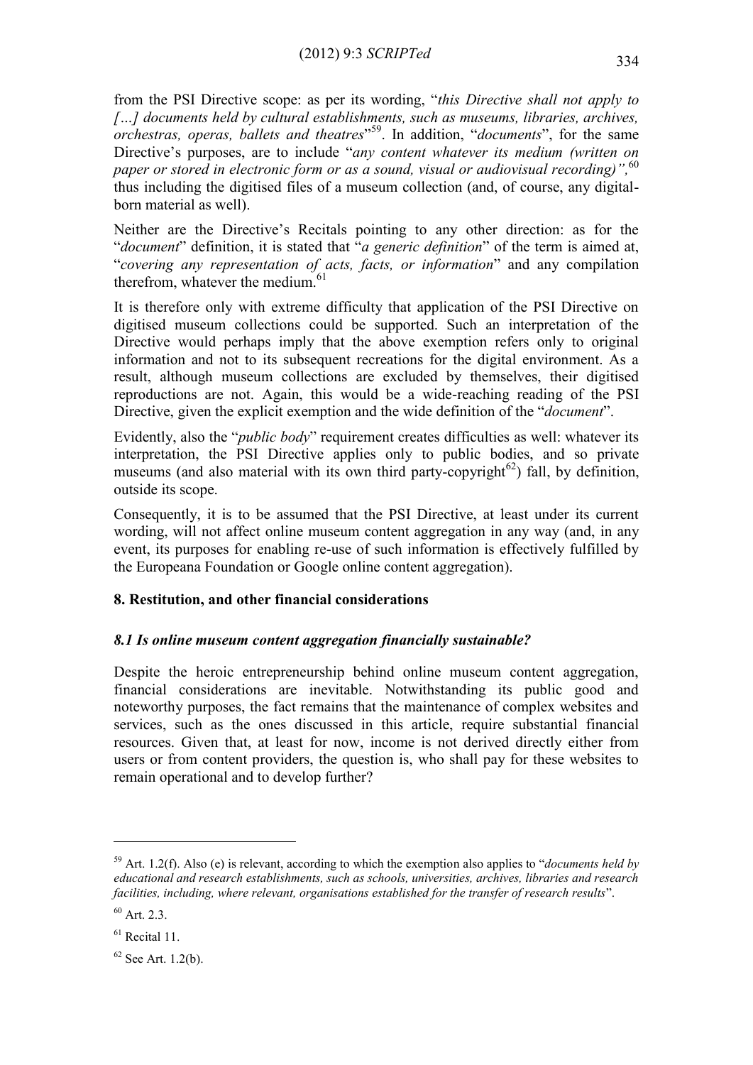from the PSI Directive scope: as per its wording, "*this Directive shall not apply to […] documents held by cultural establishments, such as museums, libraries, archives, orchestras, operas, ballets and theatres*"[59]. In addition, "*documents*", for the same Directive's purposes, are to include "*any content whatever its medium (written on paper or stored in electronic form or as a sound, visual or audiovisual recording)",*[60] thus including the digitised files of a museum collection (and, of course, any digital-born material as well).

Neither are the Directive's Recitals pointing to any other direction: as for the "*document*" definition, it is stated that "*a generic definition*" of the term is aimed at, "*covering any representation of acts, facts, or information*" and any compilation therefrom, whatever the medium.[61]

It is therefore only with extreme difficulty that application of the PSI Directive on digitised museum collections could be supported. Such an interpretation of the Directive would perhaps imply that the above exemption refers only to original information and not to its subsequent recreations for the digital environment. As a result, although museum collections are excluded by themselves, their digitised reproductions are not. Again, this would be a wide-reaching reading of the PSI Directive, given the explicit exemption and the wide definition of the "*document*".

Evidently, also the "*public body*" requirement creates difficulties as well: whatever its interpretation, the PSI Directive applies only to public bodies, and so private museums (and also material with its own third party-copyright[62]) fall, by definition, outside its scope.

Consequently, it is to be assumed that the PSI Directive, at least under its current wording, will not affect online museum content aggregation in any way (and, in any event, its purposes for enabling re-use of such information is effectively fulfilled by the Europeana Foundation or Google online content aggregation).

## 8. Restitution, and other financial considerations

### *8.1 Is online museum content aggregation financially sustainable?*

Despite the heroic entrepreneurship behind online museum content aggregation, financial considerations are inevitable. Notwithstanding its public good and noteworthy purposes, the fact remains that the maintenance of complex websites and services, such as the ones discussed in this article, require substantial financial resources. Given that, at least for now, income is not derived directly either from users or from content providers, the question is, who shall pay for these websites to remain operational and to develop further?

---

[59] Art. 1.2(f). Also (e) is relevant, according to which the exemption also applies to "*documents held by educational and research establishments, such as schools, universities, archives, libraries and research facilities, including, where relevant, organisations established for the transfer of research results*".

[60] Art. 2.3.

[61] Recital 11.

[62] See Art. 1.2(b).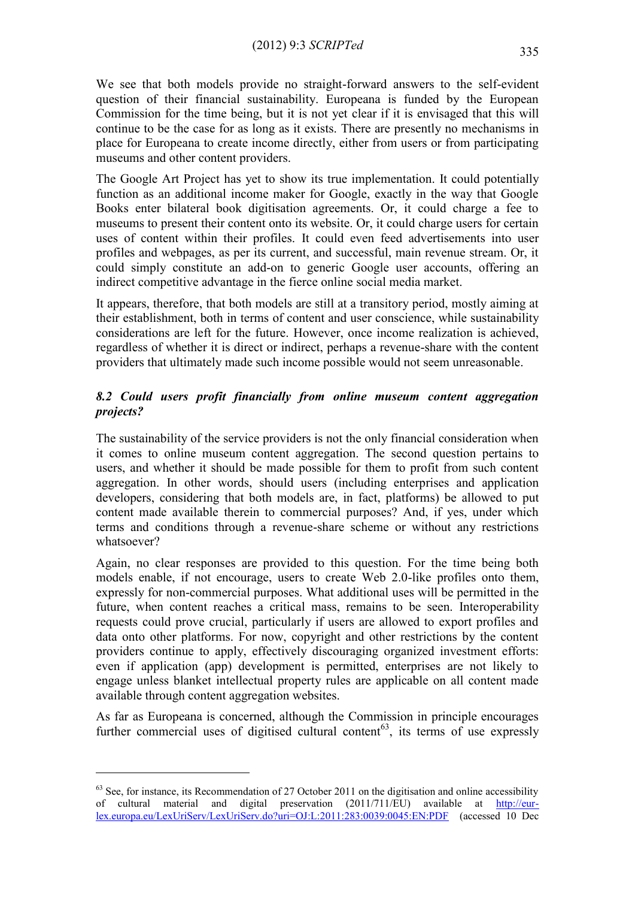We see that both models provide no straight-forward answers to the self-evident question of their financial sustainability. Europeana is funded by the European Commission for the time being, but it is not yet clear if it is envisaged that this will continue to be the case for as long as it exists. There are presently no mechanisms in place for Europeana to create income directly, either from users or from participating museums and other content providers.

The Google Art Project has yet to show its true implementation. It could potentially function as an additional income maker for Google, exactly in the way that Google Books enter bilateral book digitisation agreements. Or, it could charge a fee to museums to present their content onto its website. Or, it could charge users for certain uses of content within their profiles. It could even feed advertisements into user profiles and webpages, as per its current, and successful, main revenue stream. Or, it could simply constitute an add-on to generic Google user accounts, offering an indirect competitive advantage in the fierce online social media market.

It appears, therefore, that both models are still at a transitory period, mostly aiming at their establishment, both in terms of content and user conscience, while sustainability considerations are left for the future. However, once income realization is achieved, regardless of whether it is direct or indirect, perhaps a revenue-share with the content providers that ultimately made such income possible would not seem unreasonable.

### *8.2 Could users profit financially from online museum content aggregation projects?*

The sustainability of the service providers is not the only financial consideration when it comes to online museum content aggregation. The second question pertains to users, and whether it should be made possible for them to profit from such content aggregation. In other words, should users (including enterprises and application developers, considering that both models are, in fact, platforms) be allowed to put content made available therein to commercial purposes? And, if yes, under which terms and conditions through a revenue-share scheme or without any restrictions whatsoever?

Again, no clear responses are provided to this question. For the time being both models enable, if not encourage, users to create Web 2.0-like profiles onto them, expressly for non-commercial purposes. What additional uses will be permitted in the future, when content reaches a critical mass, remains to be seen. Interoperability requests could prove crucial, particularly if users are allowed to export profiles and data onto other platforms. For now, copyright and other restrictions by the content providers continue to apply, effectively discouraging organized investment efforts: even if application (app) development is permitted, enterprises are not likely to engage unless blanket intellectual property rules are applicable on all content made available through content aggregation websites.

As far as Europeana is concerned, although the Commission in principle encourages further commercial uses of digitised cultural content[63], its terms of use expressly

---

[63] See, for instance, its Recommendation of 27 October 2011 on the digitisation and online accessibility of cultural material and digital preservation (2011/711/EU) available at http://eur-lex.europa.eu/LexUriServ/LexUriServ.do?uri=OJ:L:2011:283:0039:0045:EN:PDF (accessed 10 Dec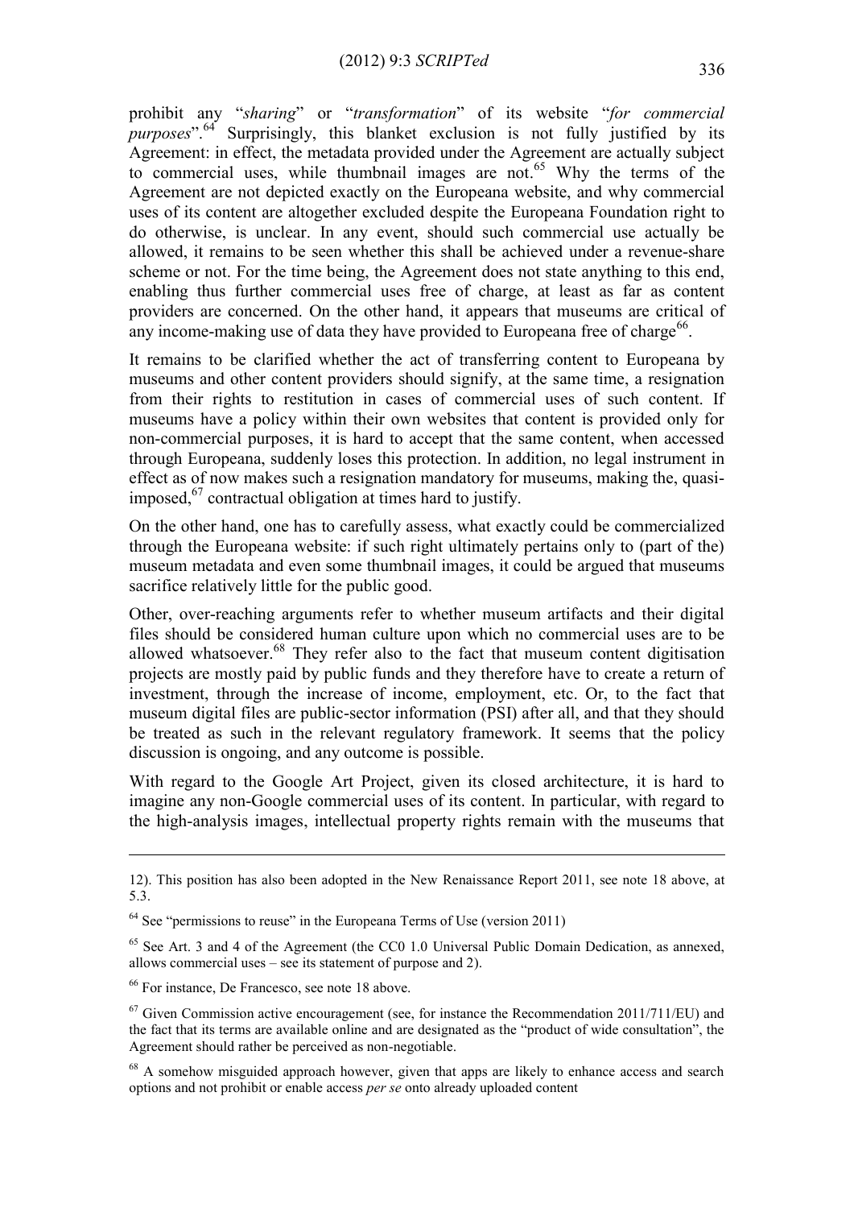prohibit any "*sharing*" or "*transformation*" of its website "*for commercial purposes*".[64] Surprisingly, this blanket exclusion is not fully justified by its Agreement: in effect, the metadata provided under the Agreement are actually subject to commercial uses, while thumbnail images are not.[65] Why the terms of the Agreement are not depicted exactly on the Europeana website, and why commercial uses of its content are altogether excluded despite the Europeana Foundation right to do otherwise, is unclear. In any event, should such commercial use actually be allowed, it remains to be seen whether this shall be achieved under a revenue-share scheme or not. For the time being, the Agreement does not state anything to this end, enabling thus further commercial uses free of charge, at least as far as content providers are concerned. On the other hand, it appears that museums are critical of any income-making use of data they have provided to Europeana free of charge[66].

It remains to be clarified whether the act of transferring content to Europeana by museums and other content providers should signify, at the same time, a resignation from their rights to restitution in cases of commercial uses of such content. If museums have a policy within their own websites that content is provided only for non-commercial purposes, it is hard to accept that the same content, when accessed through Europeana, suddenly loses this protection. In addition, no legal instrument in effect as of now makes such a resignation mandatory for museums, making the, quasi-imposed,[67] contractual obligation at times hard to justify.

On the other hand, one has to carefully assess, what exactly could be commercialized through the Europeana website: if such right ultimately pertains only to (part of the) museum metadata and even some thumbnail images, it could be argued that museums sacrifice relatively little for the public good.

Other, over-reaching arguments refer to whether museum artifacts and their digital files should be considered human culture upon which no commercial uses are to be allowed whatsoever.[68] They refer also to the fact that museum content digitisation projects are mostly paid by public funds and they therefore have to create a return of investment, through the increase of income, employment, etc. Or, to the fact that museum digital files are public-sector information (PSI) after all, and that they should be treated as such in the relevant regulatory framework. It seems that the policy discussion is ongoing, and any outcome is possible.

With regard to the Google Art Project, given its closed architecture, it is hard to imagine any non-Google commercial uses of its content. In particular, with regard to the high-analysis images, intellectual property rights remain with the museums that

---

12). This position has also been adopted in the New Renaissance Report 2011, see note 18 above, at 5.3.

[64] See "permissions to reuse" in the Europeana Terms of Use (version 2011)

[65] See Art. 3 and 4 of the Agreement (the CC0 1.0 Universal Public Domain Dedication, as annexed, allows commercial uses – see its statement of purpose and 2).

[66] For instance, De Francesco, see note 18 above.

[67] Given Commission active encouragement (see, for instance the Recommendation 2011/711/EU) and the fact that its terms are available online and are designated as the "product of wide consultation", the Agreement should rather be perceived as non-negotiable.

[68] A somehow misguided approach however, given that apps are likely to enhance access and search options and not prohibit or enable access *per se* onto already uploaded content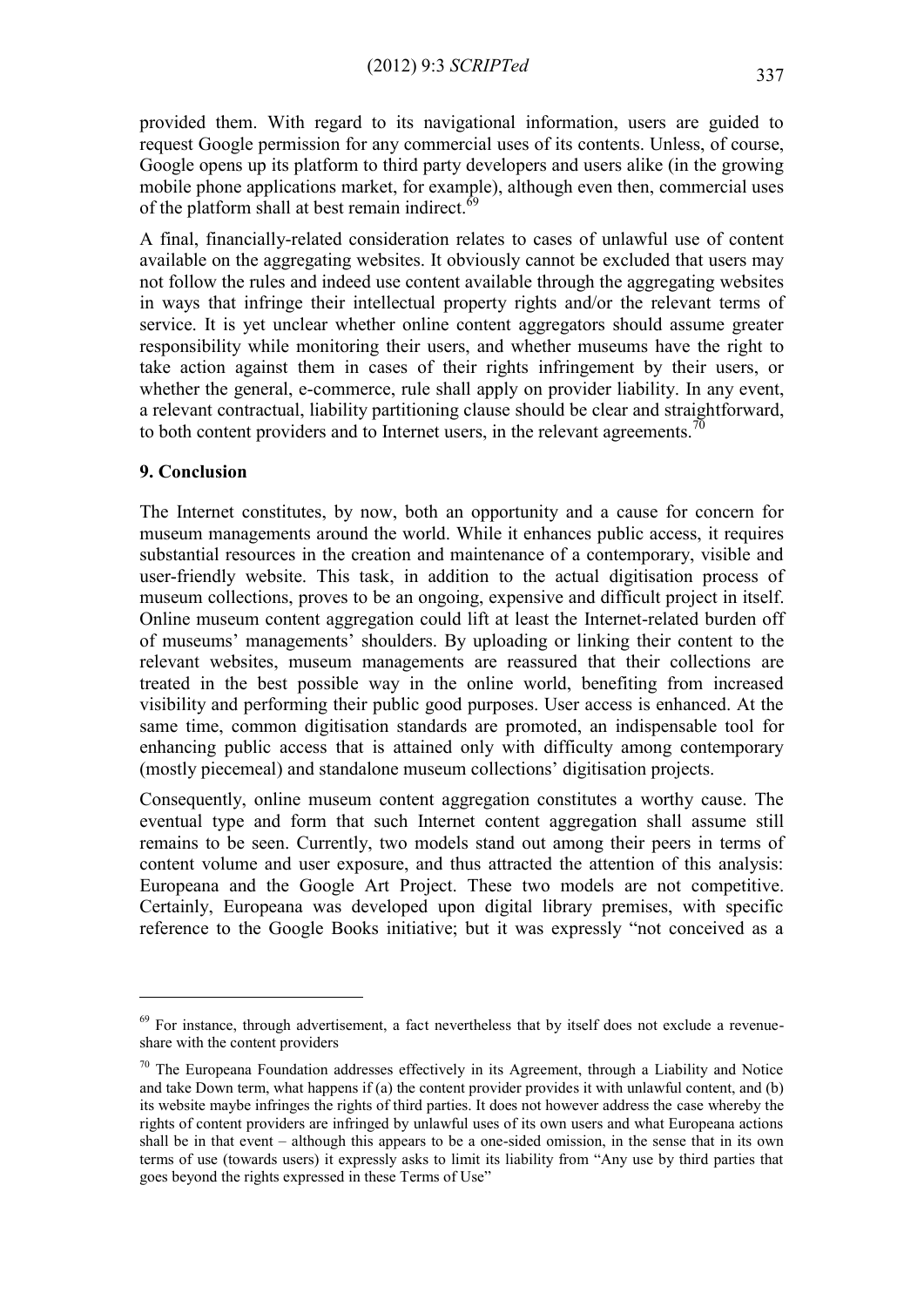provided them. With regard to its navigational information, users are guided to request Google permission for any commercial uses of its contents. Unless, of course, Google opens up its platform to third party developers and users alike (in the growing mobile phone applications market, for example), although even then, commercial uses of the platform shall at best remain indirect.[69]

A final, financially-related consideration relates to cases of unlawful use of content available on the aggregating websites. It obviously cannot be excluded that users may not follow the rules and indeed use content available through the aggregating websites in ways that infringe their intellectual property rights and/or the relevant terms of service. It is yet unclear whether online content aggregators should assume greater responsibility while monitoring their users, and whether museums have the right to take action against them in cases of their rights infringement by their users, or whether the general, e-commerce, rule shall apply on provider liability. In any event, a relevant contractual, liability partitioning clause should be clear and straightforward, to both content providers and to Internet users, in the relevant agreements.[70]

## 9. Conclusion

The Internet constitutes, by now, both an opportunity and a cause for concern for museum managements around the world. While it enhances public access, it requires substantial resources in the creation and maintenance of a contemporary, visible and user-friendly website. This task, in addition to the actual digitisation process of museum collections, proves to be an ongoing, expensive and difficult project in itself. Online museum content aggregation could lift at least the Internet-related burden off of museums' managements' shoulders. By uploading or linking their content to the relevant websites, museum managements are reassured that their collections are treated in the best possible way in the online world, benefiting from increased visibility and performing their public good purposes. User access is enhanced. At the same time, common digitisation standards are promoted, an indispensable tool for enhancing public access that is attained only with difficulty among contemporary (mostly piecemeal) and standalone museum collections' digitisation projects.

Consequently, online museum content aggregation constitutes a worthy cause. The eventual type and form that such Internet content aggregation shall assume still remains to be seen. Currently, two models stand out among their peers in terms of content volume and user exposure, and thus attracted the attention of this analysis: Europeana and the Google Art Project. These two models are not competitive. Certainly, Europeana was developed upon digital library premises, with specific reference to the Google Books initiative; but it was expressly "not conceived as a

---

[69] For instance, through advertisement, a fact nevertheless that by itself does not exclude a revenue-share with the content providers

[70] The Europeana Foundation addresses effectively in its Agreement, through a Liability and Notice and take Down term, what happens if (a) the content provider provides it with unlawful content, and (b) its website maybe infringes the rights of third parties. It does not however address the case whereby the rights of content providers are infringed by unlawful uses of its own users and what Europeana actions shall be in that event – although this appears to be a one-sided omission, in the sense that in its own terms of use (towards users) it expressly asks to limit its liability from "Any use by third parties that goes beyond the rights expressed in these Terms of Use"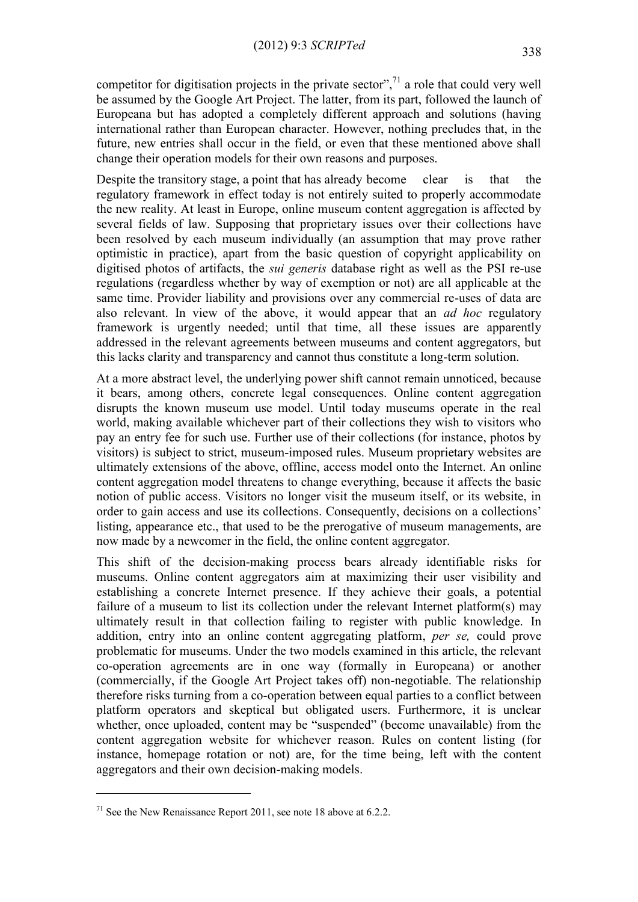competitor for digitisation projects in the private sector",[71] a role that could very well be assumed by the Google Art Project. The latter, from its part, followed the launch of Europeana but has adopted a completely different approach and solutions (having international rather than European character. However, nothing precludes that, in the future, new entries shall occur in the field, or even that these mentioned above shall change their operation models for their own reasons and purposes.

Despite the transitory stage, a point that has already become clear is that the regulatory framework in effect today is not entirely suited to properly accommodate the new reality. At least in Europe, online museum content aggregation is affected by several fields of law. Supposing that proprietary issues over their collections have been resolved by each museum individually (an assumption that may prove rather optimistic in practice), apart from the basic question of copyright applicability on digitised photos of artifacts, the *sui generis* database right as well as the PSI re-use regulations (regardless whether by way of exemption or not) are all applicable at the same time. Provider liability and provisions over any commercial re-uses of data are also relevant. In view of the above, it would appear that an *ad hoc* regulatory framework is urgently needed; until that time, all these issues are apparently addressed in the relevant agreements between museums and content aggregators, but this lacks clarity and transparency and cannot thus constitute a long-term solution.

At a more abstract level, the underlying power shift cannot remain unnoticed, because it bears, among others, concrete legal consequences. Online content aggregation disrupts the known museum use model. Until today museums operate in the real world, making available whichever part of their collections they wish to visitors who pay an entry fee for such use. Further use of their collections (for instance, photos by visitors) is subject to strict, museum-imposed rules. Museum proprietary websites are ultimately extensions of the above, offline, access model onto the Internet. An online content aggregation model threatens to change everything, because it affects the basic notion of public access. Visitors no longer visit the museum itself, or its website, in order to gain access and use its collections. Consequently, decisions on a collections' listing, appearance etc., that used to be the prerogative of museum managements, are now made by a newcomer in the field, the online content aggregator.

This shift of the decision-making process bears already identifiable risks for museums. Online content aggregators aim at maximizing their user visibility and establishing a concrete Internet presence. If they achieve their goals, a potential failure of a museum to list its collection under the relevant Internet platform(s) may ultimately result in that collection failing to register with public knowledge. In addition, entry into an online content aggregating platform, *per se,* could prove problematic for museums. Under the two models examined in this article, the relevant co-operation agreements are in one way (formally in Europeana) or another (commercially, if the Google Art Project takes off) non-negotiable. The relationship therefore risks turning from a co-operation between equal parties to a conflict between platform operators and skeptical but obligated users. Furthermore, it is unclear whether, once uploaded, content may be "suspended" (become unavailable) from the content aggregation website for whichever reason. Rules on content listing (for instance, homepage rotation or not) are, for the time being, left with the content aggregators and their own decision-making models.

---

[71] See the New Renaissance Report 2011, see note 18 above at 6.2.2.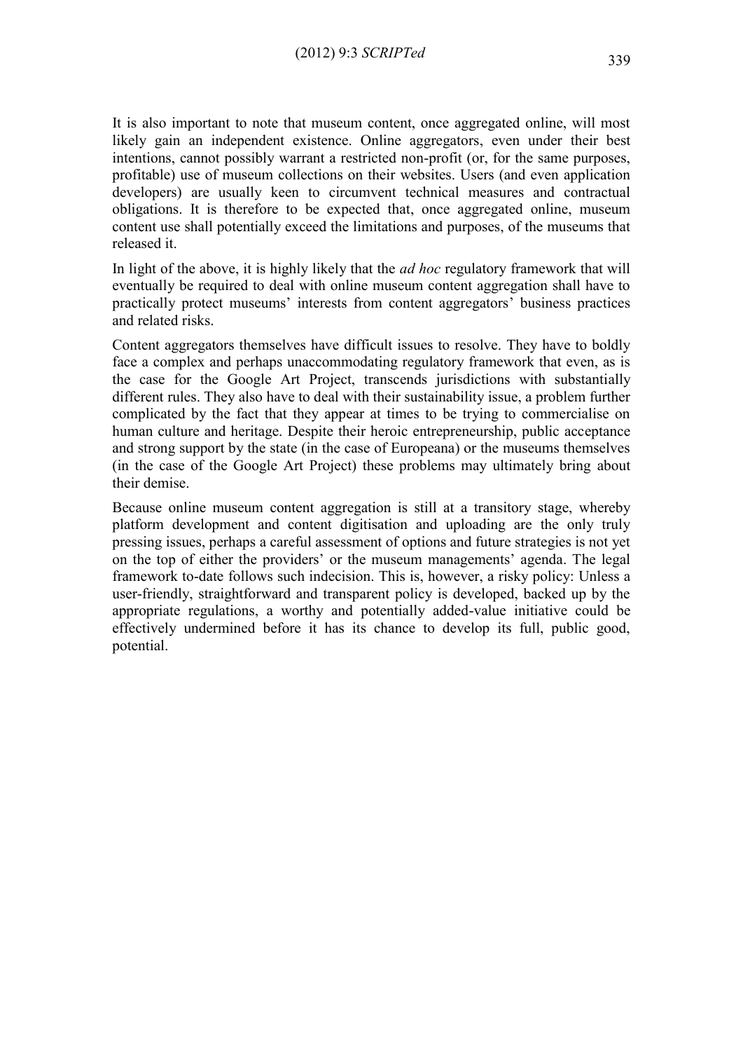It is also important to note that museum content, once aggregated online, will most likely gain an independent existence. Online aggregators, even under their best intentions, cannot possibly warrant a restricted non-profit (or, for the same purposes, profitable) use of museum collections on their websites. Users (and even application developers) are usually keen to circumvent technical measures and contractual obligations. It is therefore to be expected that, once aggregated online, museum content use shall potentially exceed the limitations and purposes, of the museums that released it.

In light of the above, it is highly likely that the *ad hoc* regulatory framework that will eventually be required to deal with online museum content aggregation shall have to practically protect museums' interests from content aggregators' business practices and related risks.

Content aggregators themselves have difficult issues to resolve. They have to boldly face a complex and perhaps unaccommodating regulatory framework that even, as is the case for the Google Art Project, transcends jurisdictions with substantially different rules. They also have to deal with their sustainability issue, a problem further complicated by the fact that they appear at times to be trying to commercialise on human culture and heritage. Despite their heroic entrepreneurship, public acceptance and strong support by the state (in the case of Europeana) or the museums themselves (in the case of the Google Art Project) these problems may ultimately bring about their demise.

Because online museum content aggregation is still at a transitory stage, whereby platform development and content digitisation and uploading are the only truly pressing issues, perhaps a careful assessment of options and future strategies is not yet on the top of either the providers' or the museum managements' agenda. The legal framework to-date follows such indecision. This is, however, a risky policy: Unless a user-friendly, straightforward and transparent policy is developed, backed up by the appropriate regulations, a worthy and potentially added-value initiative could be effectively undermined before it has its chance to develop its full, public good, potential.